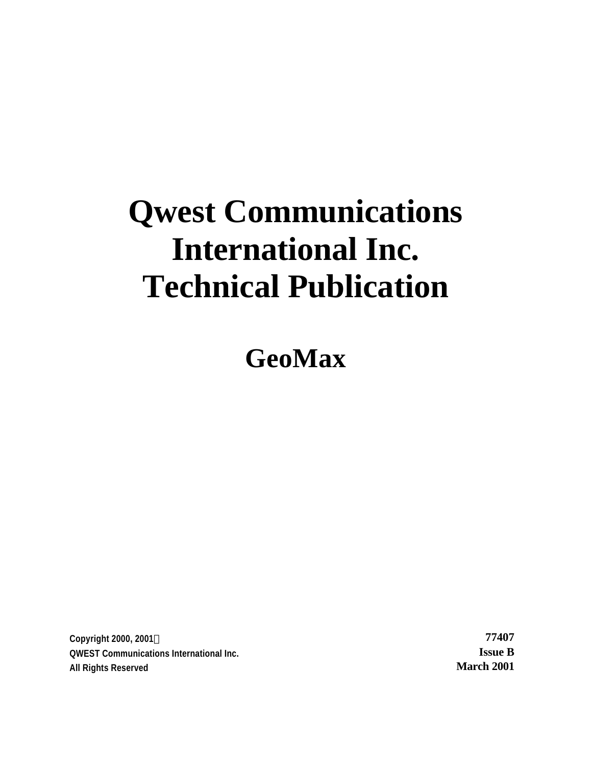# Qwest Communications International Inc. Technical Publication

## GeoMax

Copyright 2000, 2001©
QWEST Communications International Inc.
All Rights Reserved

**77407**
**Issue B**
**March 2001**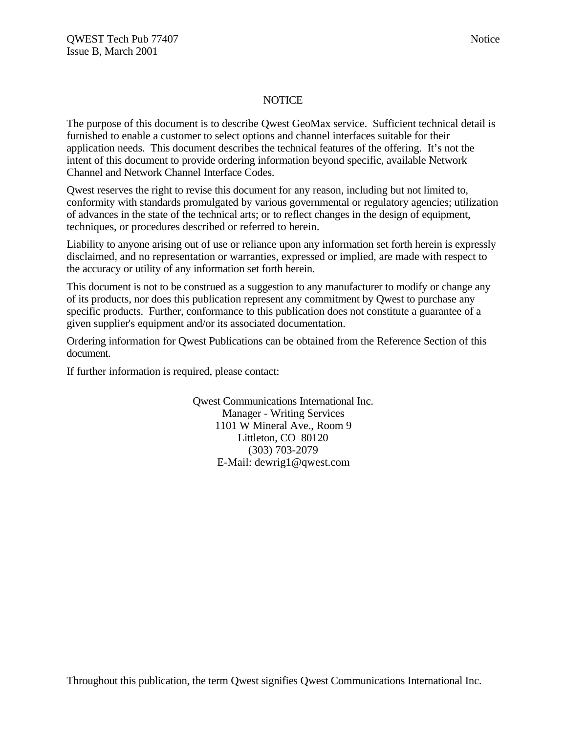# NOTICE

The purpose of this document is to describe Qwest GeoMax service. Sufficient technical detail is furnished to enable a customer to select options and channel interfaces suitable for their application needs. This document describes the technical features of the offering. It's not the intent of this document to provide ordering information beyond specific, available Network Channel and Network Channel Interface Codes.

Qwest reserves the right to revise this document for any reason, including but not limited to, conformity with standards promulgated by various governmental or regulatory agencies; utilization of advances in the state of the technical arts; or to reflect changes in the design of equipment, techniques, or procedures described or referred to herein.

Liability to anyone arising out of use or reliance upon any information set forth herein is expressly disclaimed, and no representation or warranties, expressed or implied, are made with respect to the accuracy or utility of any information set forth herein.

This document is not to be construed as a suggestion to any manufacturer to modify or change any of its products, nor does this publication represent any commitment by Qwest to purchase any specific products. Further, conformance to this publication does not constitute a guarantee of a given supplier's equipment and/or its associated documentation.

Ordering information for Qwest Publications can be obtained from the Reference Section of this document.

If further information is required, please contact:

Qwest Communications International Inc.
Manager - Writing Services
1101 W Mineral Ave., Room 9
Littleton, CO 80120
(303) 703-2079
E-Mail: dewrig1@qwest.com

Throughout this publication, the term Qwest signifies Qwest Communications International Inc.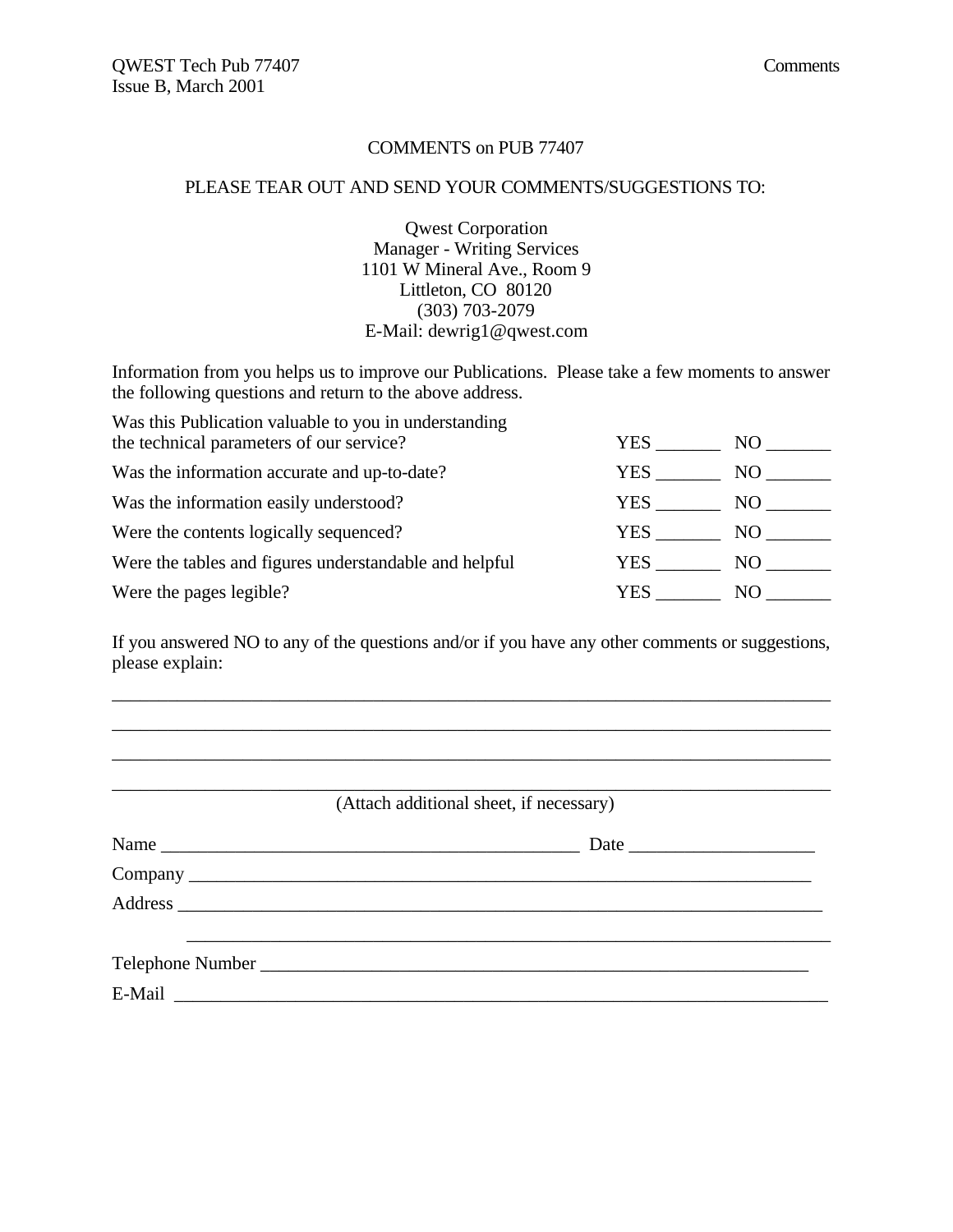# COMMENTS on PUB 77407

PLEASE TEAR OUT AND SEND YOUR COMMENTS/SUGGESTIONS TO:

Qwest Corporation
Manager - Writing Services
1101 W Mineral Ave., Room 9
Littleton, CO 80120
(303) 703-2079
E-Mail: dewrig1@qwest.com

Information from you helps us to improve our Publications. Please take a few moments to answer the following questions and return to the above address.

| | | |
|---|---|---|
| Was this Publication valuable to you in understanding the technical parameters of our service? | YES _______ | NO _______ |
| Was the information accurate and up-to-date? | YES _______ | NO _______ |
| Was the information easily understood? | YES _______ | NO _______ |
| Were the contents logically sequenced? | YES _______ | NO _______ |
| Were the tables and figures understandable and helpful | YES _______ | NO _______ |
| Were the pages legible? | YES _______ | NO _______ |

If you answered NO to any of the questions and/or if you have any other comments or suggestions, please explain:

_______________________________________________________________________________

_______________________________________________________________________________

_______________________________________________________________________________

_______________________________________________________________________________

(Attach additional sheet, if necessary)

Name _____________________________________________ Date ____________________

Company ___________________________________________________________________

Address ____________________________________________________________________

___________________________________________________________________

Telephone Number __________________________________________________________

E-Mail ______________________________________________________________________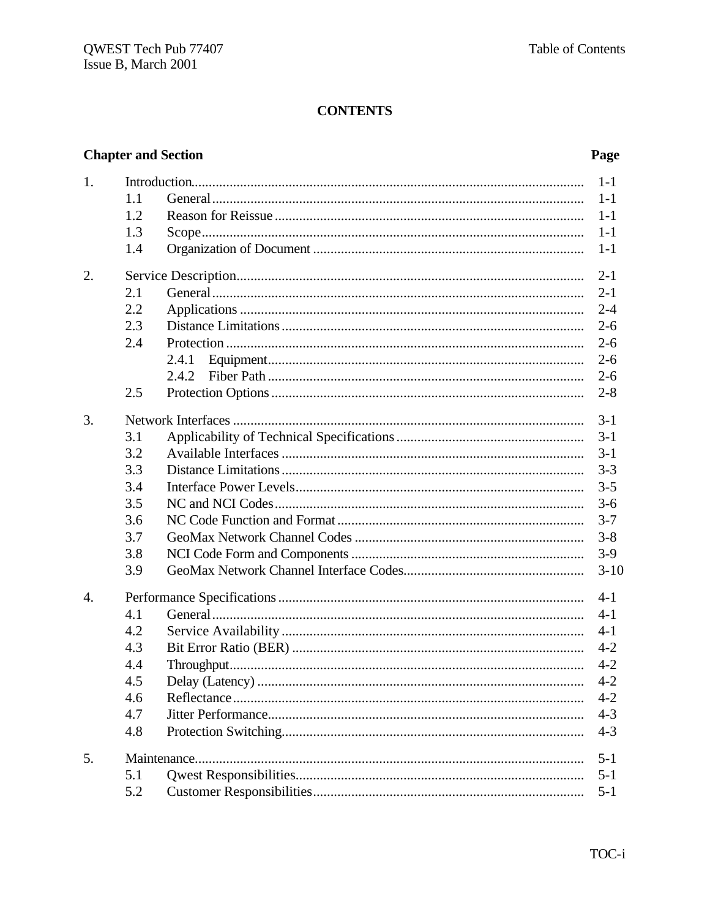**CONTENTS**

| Chapter and Section | | | Page |
|---|---|---|---|
| 1. | Introduction | | 1-1 |
| | 1.1 | General | 1-1 |
| | 1.2 | Reason for Reissue | 1-1 |
| | 1.3 | Scope | 1-1 |
| | 1.4 | Organization of Document | 1-1 |
| 2. | Service Description | | 2-1 |
| | 2.1 | General | 2-1 |
| | 2.2 | Applications | 2-4 |
| | 2.3 | Distance Limitations | 2-6 |
| | 2.4 | Protection | 2-6 |
| | | 2.4.1 Equipment | 2-6 |
| | | 2.4.2 Fiber Path | 2-6 |
| | 2.5 | Protection Options | 2-8 |
| 3. | Network Interfaces | | 3-1 |
| | 3.1 | Applicability of Technical Specifications | 3-1 |
| | 3.2 | Available Interfaces | 3-1 |
| | 3.3 | Distance Limitations | 3-3 |
| | 3.4 | Interface Power Levels | 3-5 |
| | 3.5 | NC and NCI Codes | 3-6 |
| | 3.6 | NC Code Function and Format | 3-7 |
| | 3.7 | GeoMax Network Channel Codes | 3-8 |
| | 3.8 | NCI Code Form and Components | 3-9 |
| | 3.9 | GeoMax Network Channel Interface Codes | 3-10 |
| 4. | Performance Specifications | | 4-1 |
| | 4.1 | General | 4-1 |
| | 4.2 | Service Availability | 4-1 |
| | 4.3 | Bit Error Ratio (BER) | 4-2 |
| | 4.4 | Throughput | 4-2 |
| | 4.5 | Delay (Latency) | 4-2 |
| | 4.6 | Reflectance | 4-2 |
| | 4.7 | Jitter Performance | 4-3 |
| | 4.8 | Protection Switching | 4-3 |
| 5. | Maintenance | | 5-1 |
| | 5.1 | Qwest Responsibilities | 5-1 |
| | 5.2 | Customer Responsibilities | 5-1 |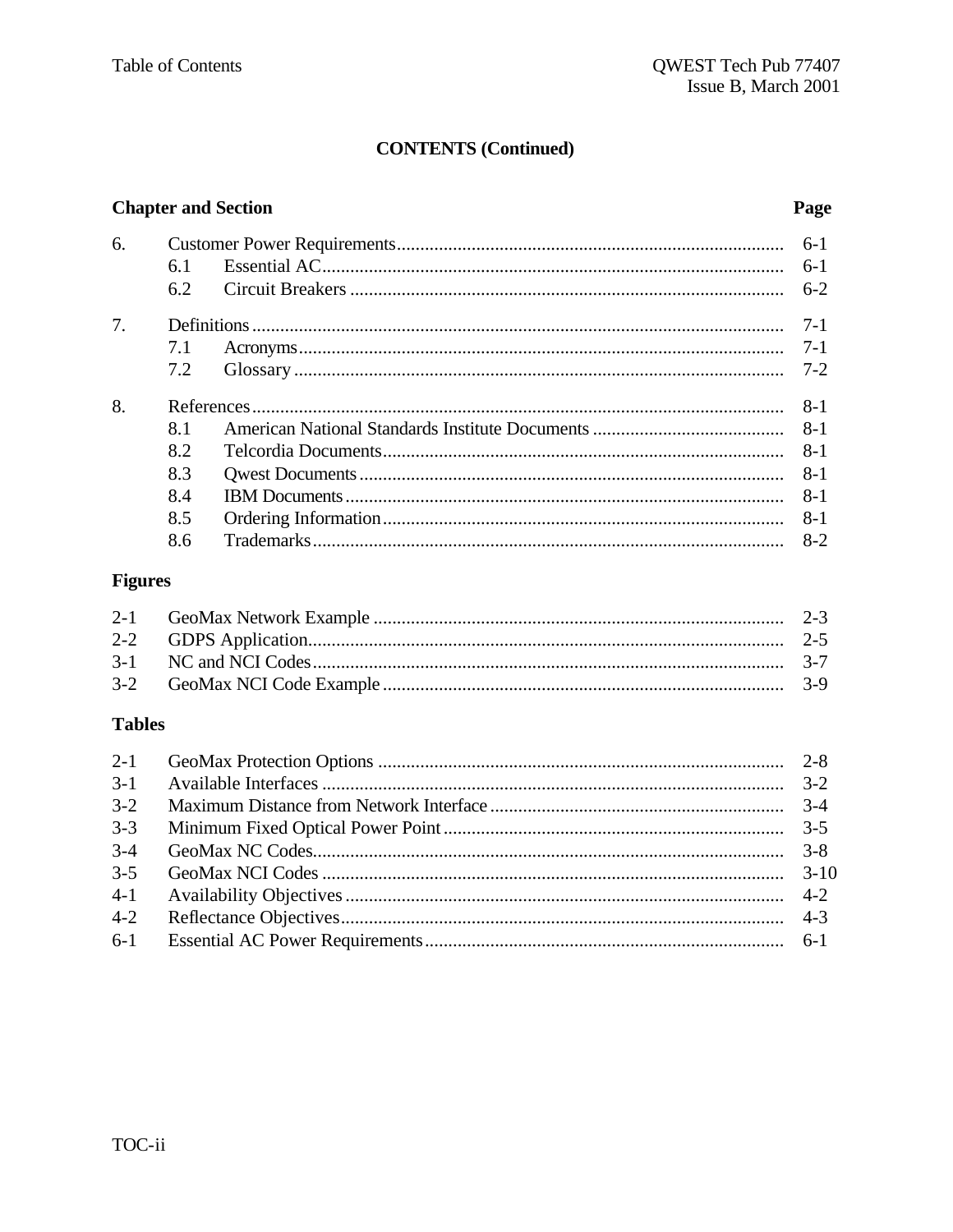## CONTENTS (Continued)

| Chapter and Section | | | Page |
|---|---|---|---|
| 6. | | Customer Power Requirements | 6-1 |
| | 6.1 | Essential AC | 6-1 |
| | 6.2 | Circuit Breakers | 6-2 |
| 7. | | Definitions | 7-1 |
| | 7.1 | Acronyms | 7-1 |
| | 7.2 | Glossary | 7-2 |
| 8. | | References | 8-1 |
| | 8.1 | American National Standards Institute Documents | 8-1 |
| | 8.2 | Telcordia Documents | 8-1 |
| | 8.3 | Qwest Documents | 8-1 |
| | 8.4 | IBM Documents | 8-1 |
| | 8.5 | Ordering Information | 8-1 |
| | 8.6 | Trademarks | 8-2 |

### Figures

| | | |
|---|---|---|
| 2-1 | GeoMax Network Example | 2-3 |
| 2-2 | GDPS Application | 2-5 |
| 3-1 | NC and NCI Codes | 3-7 |
| 3-2 | GeoMax NCI Code Example | 3-9 |

### Tables

| | | |
|---|---|---|
| 2-1 | GeoMax Protection Options | 2-8 |
| 3-1 | Available Interfaces | 3-2 |
| 3-2 | Maximum Distance from Network Interface | 3-4 |
| 3-3 | Minimum Fixed Optical Power Point | 3-5 |
| 3-4 | GeoMax NC Codes | 3-8 |
| 3-5 | GeoMax NCI Codes | 3-10 |
| 4-1 | Availability Objectives | 4-2 |
| 4-2 | Reflectance Objectives | 4-3 |
| 6-1 | Essential AC Power Requirements | 6-1 |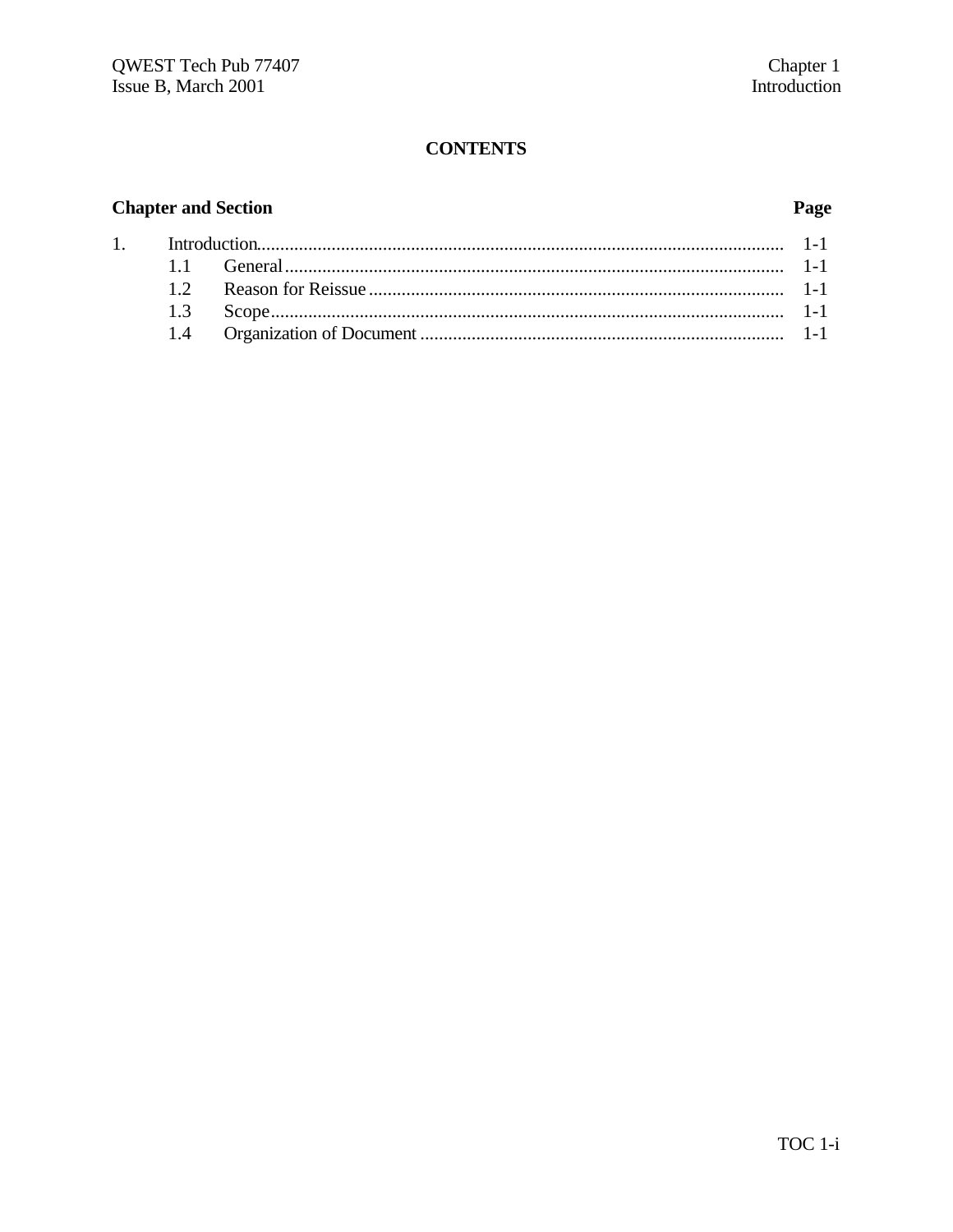# CONTENTS

| Chapter and Section | | Page |
|---|---|---|
| 1. | Introduction | 1-1 |
| | 1.1 General | 1-1 |
| | 1.2 Reason for Reissue | 1-1 |
| | 1.3 Scope | 1-1 |
| | 1.4 Organization of Document | 1-1 |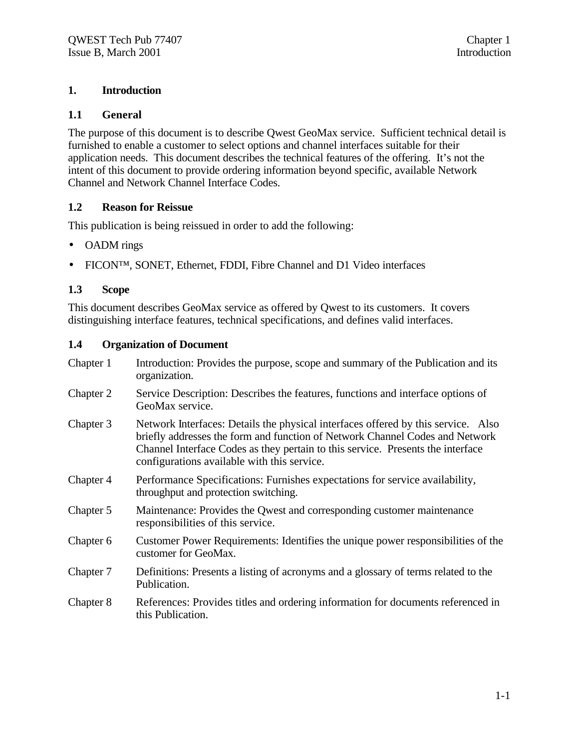# 1. Introduction

## 1.1 General

The purpose of this document is to describe Qwest GeoMax service. Sufficient technical detail is furnished to enable a customer to select options and channel interfaces suitable for their application needs. This document describes the technical features of the offering. It's not the intent of this document to provide ordering information beyond specific, available Network Channel and Network Channel Interface Codes.

## 1.2 Reason for Reissue

This publication is being reissued in order to add the following:

- OADM rings
- FICON™, SONET, Ethernet, FDDI, Fibre Channel and D1 Video interfaces

## 1.3 Scope

This document describes GeoMax service as offered by Qwest to its customers. It covers distinguishing interface features, technical specifications, and defines valid interfaces.

## 1.4 Organization of Document

| | |
|---|---|
| Chapter 1 | Introduction: Provides the purpose, scope and summary of the Publication and its organization. |
| Chapter 2 | Service Description: Describes the features, functions and interface options of GeoMax service. |
| Chapter 3 | Network Interfaces: Details the physical interfaces offered by this service. Also briefly addresses the form and function of Network Channel Codes and Network Channel Interface Codes as they pertain to this service. Presents the interface configurations available with this service. |
| Chapter 4 | Performance Specifications: Furnishes expectations for service availability, throughput and protection switching. |
| Chapter 5 | Maintenance: Provides the Qwest and corresponding customer maintenance responsibilities of this service. |
| Chapter 6 | Customer Power Requirements: Identifies the unique power responsibilities of the customer for GeoMax. |
| Chapter 7 | Definitions: Presents a listing of acronyms and a glossary of terms related to the Publication. |
| Chapter 8 | References: Provides titles and ordering information for documents referenced in this Publication. |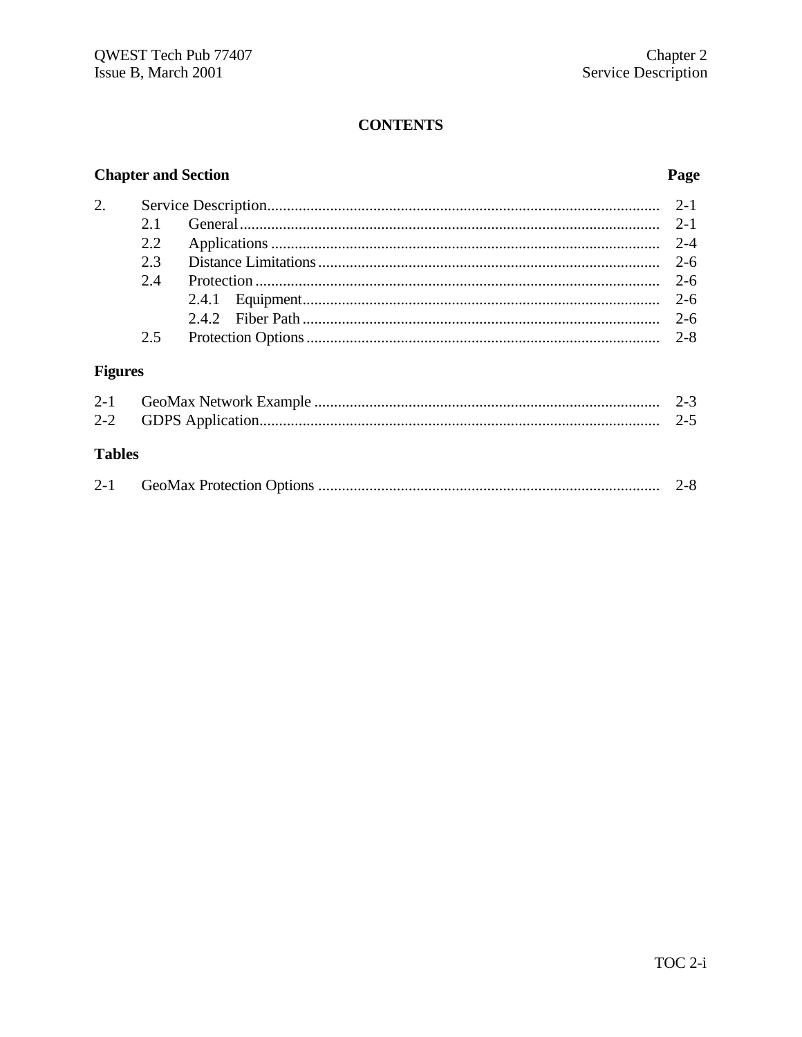# CONTENTS

| Chapter and Section | | | Page |
|---|---|---|---|
| 2. | Service Description | | 2-1 |
| | 2.1 | General | 2-1 |
| | 2.2 | Applications | 2-4 |
| | 2.3 | Distance Limitations | 2-6 |
| | 2.4 | Protection | 2-6 |
| | | 2.4.1 Equipment | 2-6 |
| | | 2.4.2 Fiber Path | 2-6 |
| | 2.5 | Protection Options | 2-8 |

## Figures

| | | |
|---|---|---|
| 2-1 | GeoMax Network Example | 2-3 |
| 2-2 | GDPS Application | 2-5 |

## Tables

| | | |
|---|---|---|
| 2-1 | GeoMax Protection Options | 2-8 |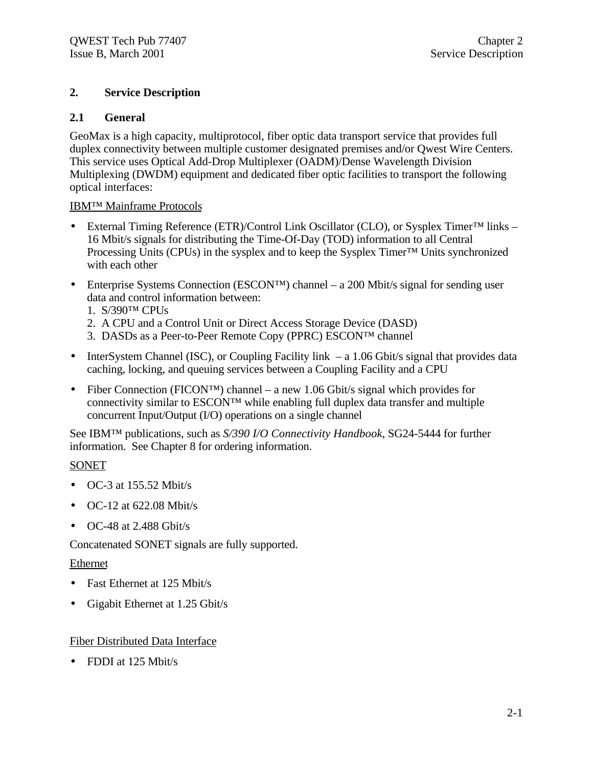# 2. Service Description

## 2.1 General

GeoMax is a high capacity, multiprotocol, fiber optic data transport service that provides full duplex connectivity between multiple customer designated premises and/or Qwest Wire Centers. This service uses Optical Add-Drop Multiplexer (OADM)/Dense Wavelength Division Multiplexing (DWDM) equipment and dedicated fiber optic facilities to transport the following optical interfaces:

<u>IBM™ Mainframe Protocols</u>

- External Timing Reference (ETR)/Control Link Oscillator (CLO), or Sysplex Timer™ links – 16 Mbit/s signals for distributing the Time-Of-Day (TOD) information to all Central Processing Units (CPUs) in the sysplex and to keep the Sysplex Timer™ Units synchronized with each other
- Enterprise Systems Connection (ESCON™) channel – a 200 Mbit/s signal for sending user data and control information between:
  1. S/390™ CPUs
  2. A CPU and a Control Unit or Direct Access Storage Device (DASD)
  3. DASDs as a Peer-to-Peer Remote Copy (PPRC) ESCON™ channel
- InterSystem Channel (ISC), or Coupling Facility link – a 1.06 Gbit/s signal that provides data caching, locking, and queuing services between a Coupling Facility and a CPU
- Fiber Connection (FICON™) channel – a new 1.06 Gbit/s signal which provides for connectivity similar to ESCON™ while enabling full duplex data transfer and multiple concurrent Input/Output (I/O) operations on a single channel

See IBM™ publications, such as *S/390 I/O Connectivity Handbook*, SG24-5444 for further information. See Chapter 8 for ordering information.

<u>SONET</u>

- OC-3 at 155.52 Mbit/s
- OC-12 at 622.08 Mbit/s
- OC-48 at 2.488 Gbit/s

Concatenated SONET signals are fully supported.

<u>Ethernet</u>

- Fast Ethernet at 125 Mbit/s
- Gigabit Ethernet at 1.25 Gbit/s

<u>Fiber Distributed Data Interface</u>

- FDDI at 125 Mbit/s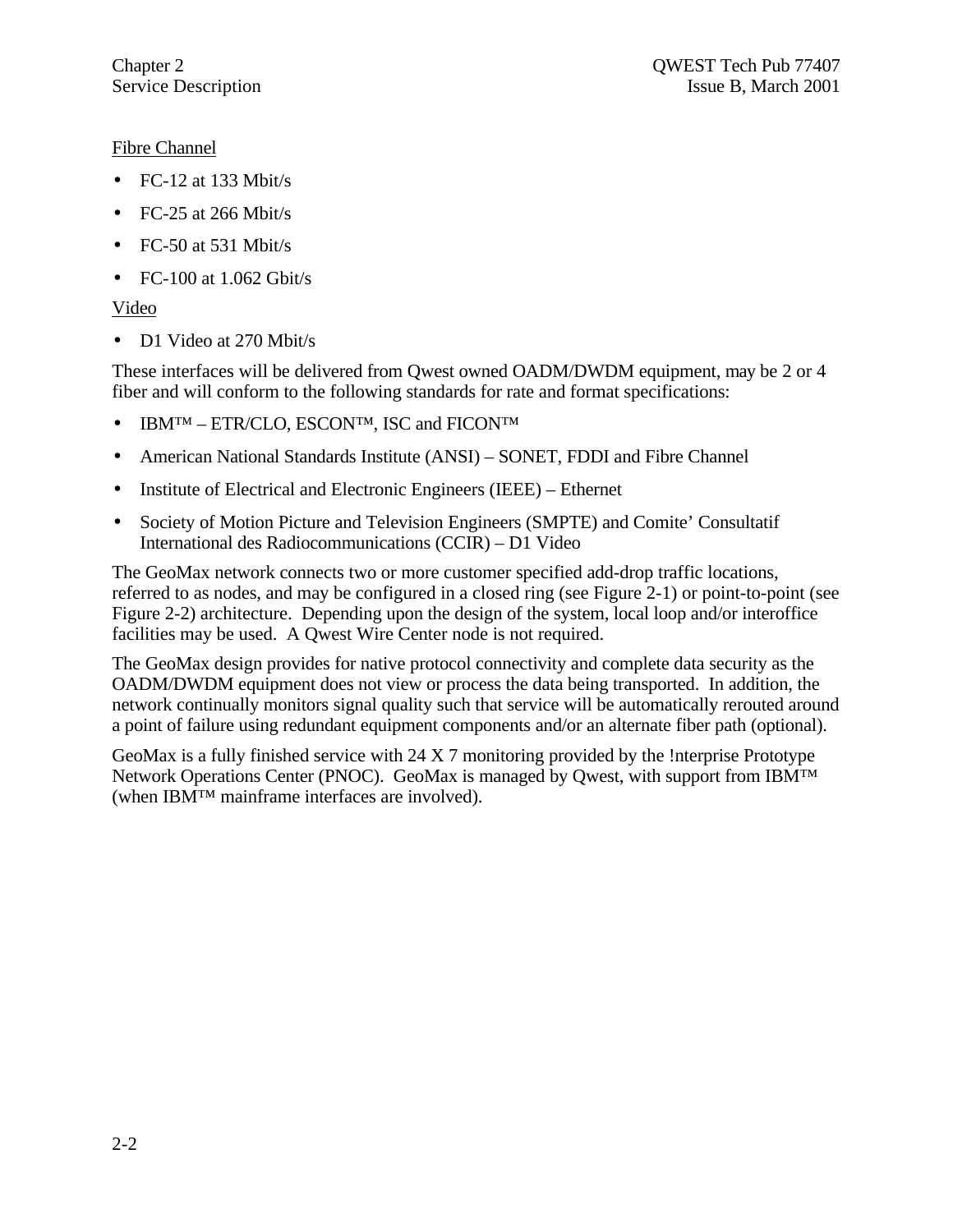Fibre Channel

- FC-12 at 133 Mbit/s
- FC-25 at 266 Mbit/s
- FC-50 at 531 Mbit/s
- FC-100 at 1.062 Gbit/s

Video

- D1 Video at 270 Mbit/s

These interfaces will be delivered from Qwest owned OADM/DWDM equipment, may be 2 or 4 fiber and will conform to the following standards for rate and format specifications:

- IBM™ – ETR/CLO, ESCON™, ISC and FICON™
- American National Standards Institute (ANSI) – SONET, FDDI and Fibre Channel
- Institute of Electrical and Electronic Engineers (IEEE) – Ethernet
- Society of Motion Picture and Television Engineers (SMPTE) and Comite' Consultatif International des Radiocommunications (CCIR) – D1 Video

The GeoMax network connects two or more customer specified add-drop traffic locations, referred to as nodes, and may be configured in a closed ring (see Figure 2-1) or point-to-point (see Figure 2-2) architecture. Depending upon the design of the system, local loop and/or interoffice facilities may be used. A Qwest Wire Center node is not required.

The GeoMax design provides for native protocol connectivity and complete data security as the OADM/DWDM equipment does not view or process the data being transported. In addition, the network continually monitors signal quality such that service will be automatically rerouted around a point of failure using redundant equipment components and/or an alternate fiber path (optional).

GeoMax is a fully finished service with 24 X 7 monitoring provided by the !nterprise Prototype Network Operations Center (PNOC). GeoMax is managed by Qwest, with support from IBM™ (when IBM™ mainframe interfaces are involved).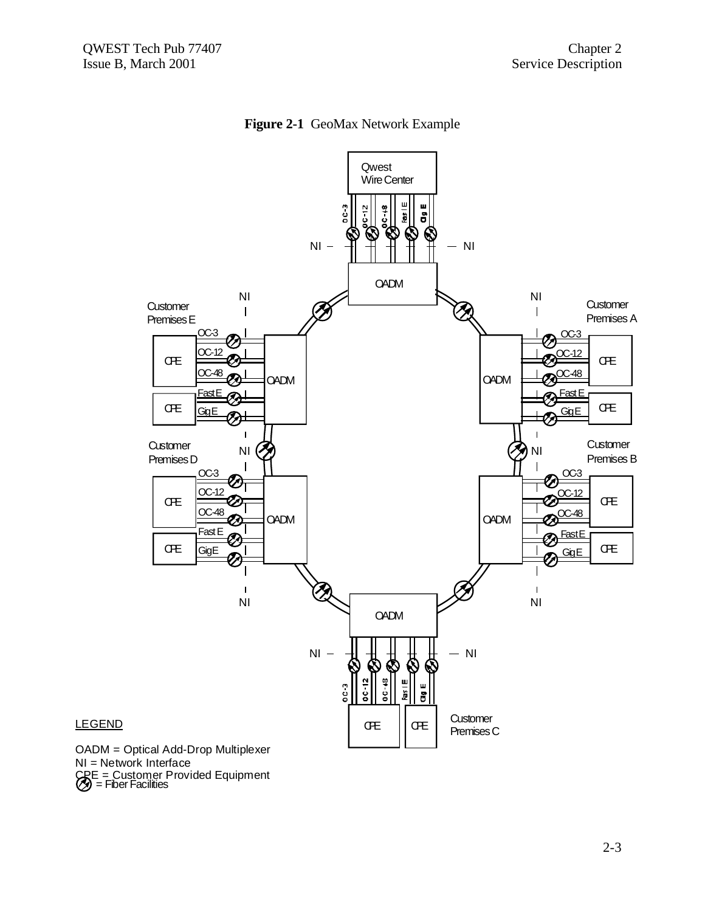**Figure 2-1** GeoMax Network Example

LEGEND

OADM = Optical Add-Drop Multiplexer
NI = Network Interface
CPE = Customer Provided Equipment
= Fiber Facilities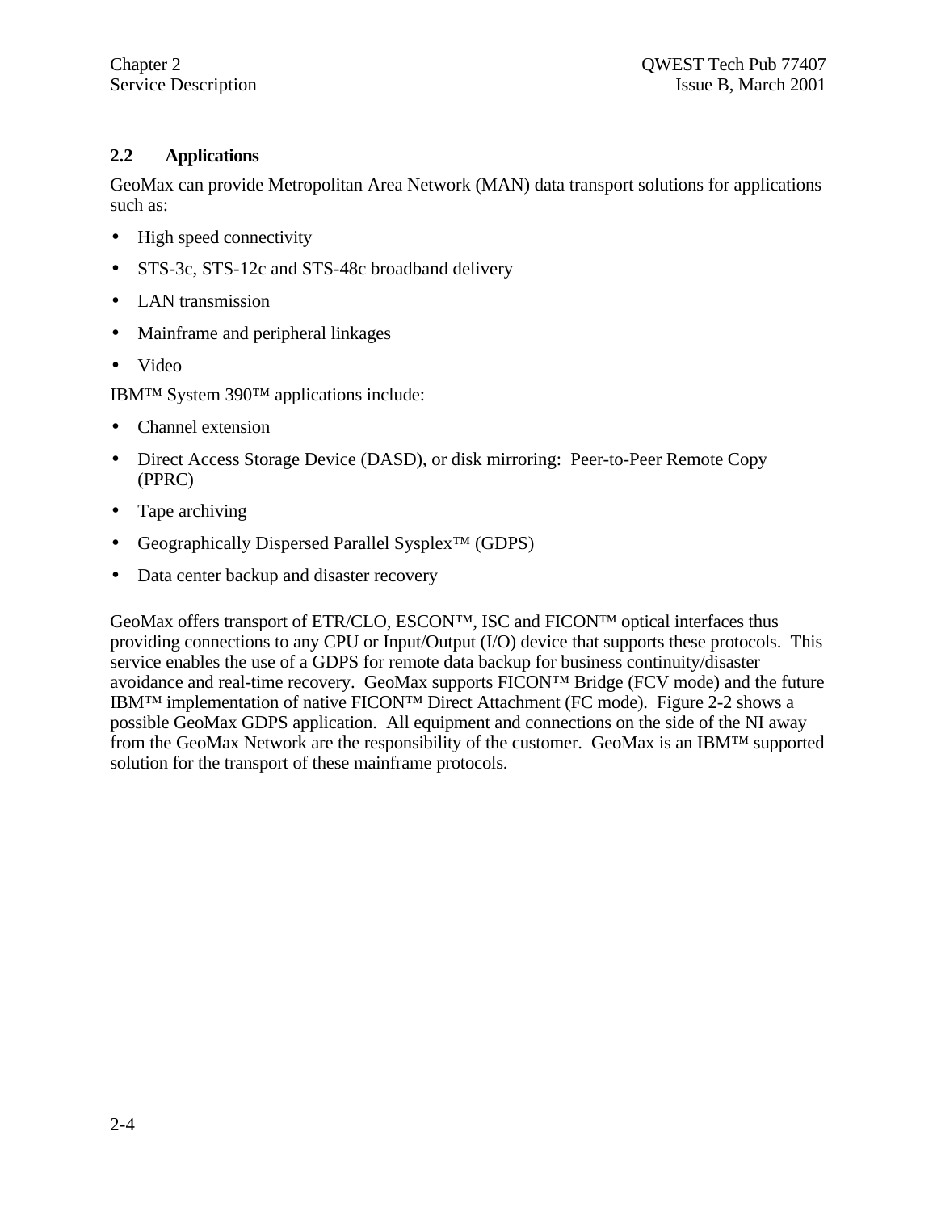## 2.2 Applications

GeoMax can provide Metropolitan Area Network (MAN) data transport solutions for applications such as:

- High speed connectivity
- STS-3c, STS-12c and STS-48c broadband delivery
- LAN transmission
- Mainframe and peripheral linkages
- Video

IBM™ System 390™ applications include:

- Channel extension
- Direct Access Storage Device (DASD), or disk mirroring: Peer-to-Peer Remote Copy (PPRC)
- Tape archiving
- Geographically Dispersed Parallel Sysplex™ (GDPS)
- Data center backup and disaster recovery

GeoMax offers transport of ETR/CLO, ESCON™, ISC and FICON™ optical interfaces thus providing connections to any CPU or Input/Output (I/O) device that supports these protocols. This service enables the use of a GDPS for remote data backup for business continuity/disaster avoidance and real-time recovery. GeoMax supports FICON™ Bridge (FCV mode) and the future IBM™ implementation of native FICON™ Direct Attachment (FC mode). Figure 2-2 shows a possible GeoMax GDPS application. All equipment and connections on the side of the NI away from the GeoMax Network are the responsibility of the customer. GeoMax is an IBM™ supported solution for the transport of these mainframe protocols.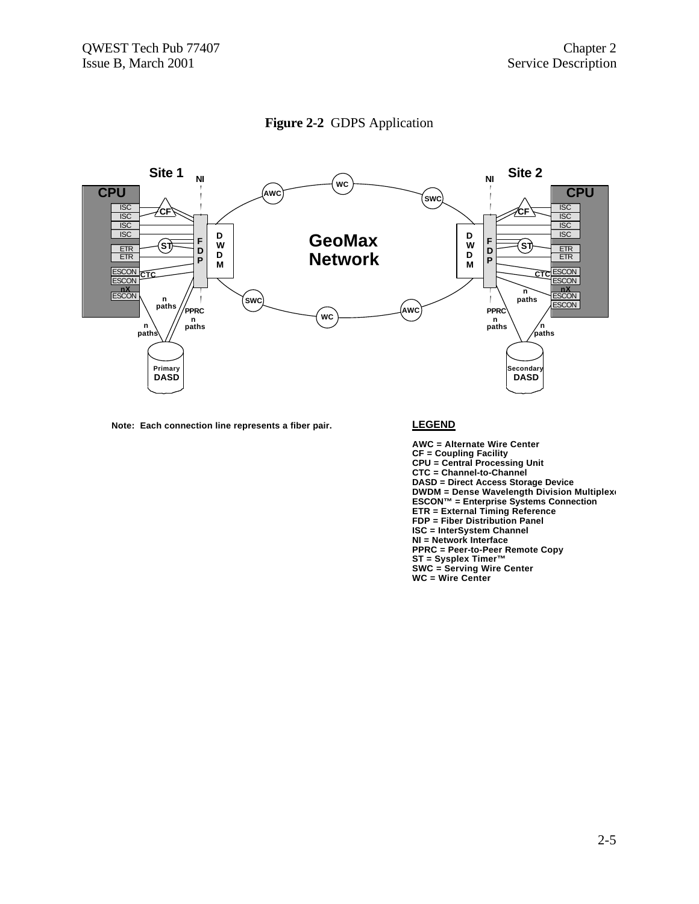**Figure 2-2** GDPS Application

Note: Each connection line represents a fiber pair.

**LEGEND**

AWC = Alternate Wire Center
CF = Coupling Facility
CPU = Central Processing Unit
CTC = Channel-to-Channel
DASD = Direct Access Storage Device
DWDM = Dense Wavelength Division Multiplexer
ESCON™ = Enterprise Systems Connection
ETR = External Timing Reference
FDP = Fiber Distribution Panel
ISC = InterSystem Channel
NI = Network Interface
PPRC = Peer-to-Peer Remote Copy
ST = Sysplex Timer™
SWC = Serving Wire Center
WC = Wire Center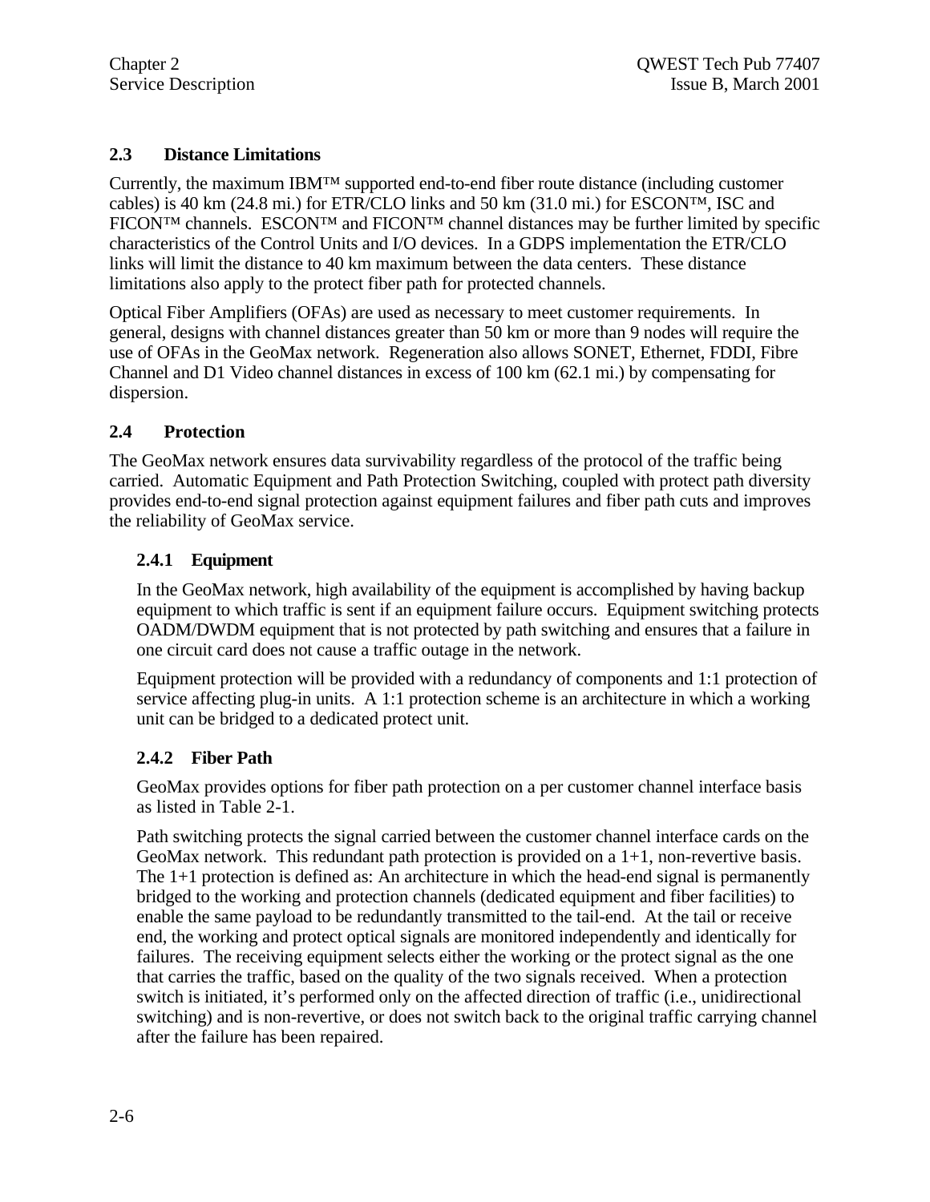## 2.3 Distance Limitations

Currently, the maximum IBM™ supported end-to-end fiber route distance (including customer cables) is 40 km (24.8 mi.) for ETR/CLO links and 50 km (31.0 mi.) for ESCON™, ISC and FICON™ channels. ESCON™ and FICON™ channel distances may be further limited by specific characteristics of the Control Units and I/O devices. In a GDPS implementation the ETR/CLO links will limit the distance to 40 km maximum between the data centers. These distance limitations also apply to the protect fiber path for protected channels.

Optical Fiber Amplifiers (OFAs) are used as necessary to meet customer requirements. In general, designs with channel distances greater than 50 km or more than 9 nodes will require the use of OFAs in the GeoMax network. Regeneration also allows SONET, Ethernet, FDDI, Fibre Channel and D1 Video channel distances in excess of 100 km (62.1 mi.) by compensating for dispersion.

## 2.4 Protection

The GeoMax network ensures data survivability regardless of the protocol of the traffic being carried. Automatic Equipment and Path Protection Switching, coupled with protect path diversity provides end-to-end signal protection against equipment failures and fiber path cuts and improves the reliability of GeoMax service.

### 2.4.1 Equipment

In the GeoMax network, high availability of the equipment is accomplished by having backup equipment to which traffic is sent if an equipment failure occurs. Equipment switching protects OADM/DWDM equipment that is not protected by path switching and ensures that a failure in one circuit card does not cause a traffic outage in the network.

Equipment protection will be provided with a redundancy of components and 1:1 protection of service affecting plug-in units. A 1:1 protection scheme is an architecture in which a working unit can be bridged to a dedicated protect unit.

### 2.4.2 Fiber Path

GeoMax provides options for fiber path protection on a per customer channel interface basis as listed in Table 2-1.

Path switching protects the signal carried between the customer channel interface cards on the GeoMax network. This redundant path protection is provided on a 1+1, non-revertive basis. The 1+1 protection is defined as: An architecture in which the head-end signal is permanently bridged to the working and protection channels (dedicated equipment and fiber facilities) to enable the same payload to be redundantly transmitted to the tail-end. At the tail or receive end, the working and protect optical signals are monitored independently and identically for failures. The receiving equipment selects either the working or the protect signal as the one that carries the traffic, based on the quality of the two signals received. When a protection switch is initiated, it's performed only on the affected direction of traffic (i.e., unidirectional switching) and is non-revertive, or does not switch back to the original traffic carrying channel after the failure has been repaired.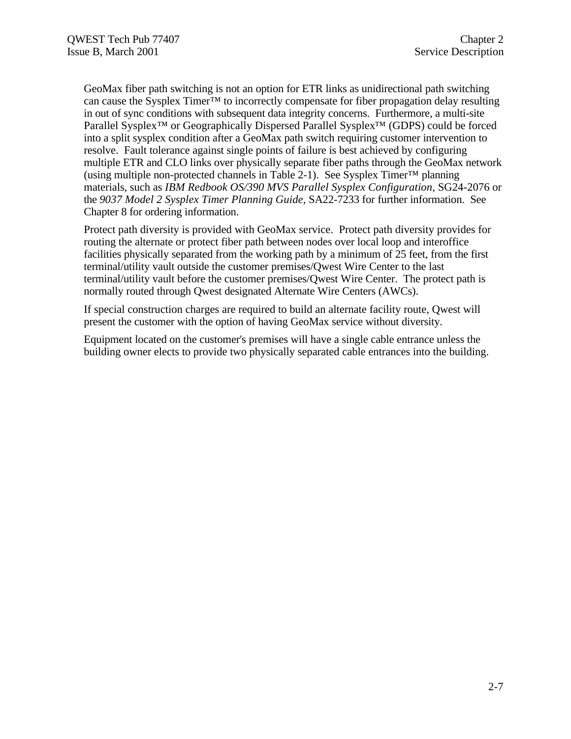GeoMax fiber path switching is not an option for ETR links as unidirectional path switching can cause the Sysplex Timer™ to incorrectly compensate for fiber propagation delay resulting in out of sync conditions with subsequent data integrity concerns. Furthermore, a multi-site Parallel Sysplex™ or Geographically Dispersed Parallel Sysplex™ (GDPS) could be forced into a split sysplex condition after a GeoMax path switch requiring customer intervention to resolve. Fault tolerance against single points of failure is best achieved by configuring multiple ETR and CLO links over physically separate fiber paths through the GeoMax network (using multiple non-protected channels in Table 2-1). See Sysplex Timer™ planning materials, such as *IBM Redbook OS/390 MVS Parallel Sysplex Configuration*, SG24-2076 or the *9037 Model 2 Sysplex Timer Planning Guide*, SA22-7233 for further information. See Chapter 8 for ordering information.

Protect path diversity is provided with GeoMax service. Protect path diversity provides for routing the alternate or protect fiber path between nodes over local loop and interoffice facilities physically separated from the working path by a minimum of 25 feet, from the first terminal/utility vault outside the customer premises/Qwest Wire Center to the last terminal/utility vault before the customer premises/Qwest Wire Center. The protect path is normally routed through Qwest designated Alternate Wire Centers (AWCs).

If special construction charges are required to build an alternate facility route, Qwest will present the customer with the option of having GeoMax service without diversity.

Equipment located on the customer's premises will have a single cable entrance unless the building owner elects to provide two physically separated cable entrances into the building.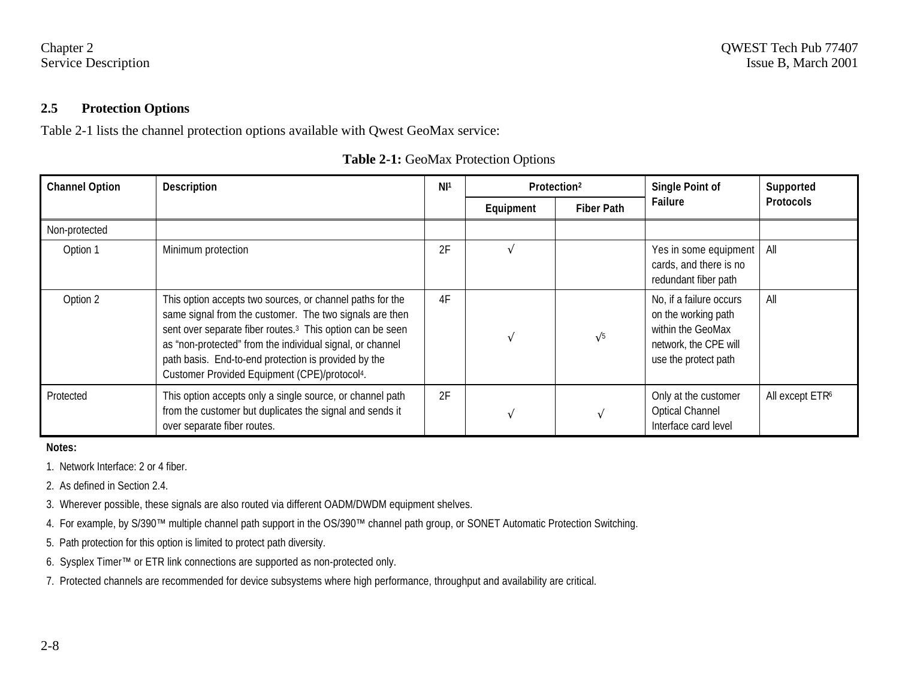## 2.5 Protection Options

Table 2-1 lists the channel protection options available with Qwest GeoMax service:

**Table 2-1:** GeoMax Protection Options

| Channel Option | Description | NI[1] | Protection[2] | | Single Point of Failure | Supported Protocols |
|---|---|---|---|---|---|---|
| | | | Equipment | Fiber Path | | |
| Non-protected | | | | | | |
| Option 1 | Minimum protection | 2F | √ | | Yes in some equipment cards, and there is no redundant fiber path | All |
| Option 2 | This option accepts two sources, or channel paths for the same signal from the customer. The two signals are then sent over separate fiber routes.[3] This option can be seen as "non-protected" from the individual signal, or channel path basis. End-to-end protection is provided by the Customer Provided Equipment (CPE)/protocol[4]. | 4F | √ | √[5] | No, if a failure occurs on the working path within the GeoMax network, the CPE will use the protect path | All |
| Protected | This option accepts only a single source, or channel path from the customer but duplicates the signal and sends it over separate fiber routes. | 2F | √ | √ | Only at the customer Optical Channel Interface card level | All except ETR[6] |

**Notes:**

1. Network Interface: 2 or 4 fiber.
2. As defined in Section 2.4.
3. Wherever possible, these signals are also routed via different OADM/DWDM equipment shelves.
4. For example, by S/390™ multiple channel path support in the OS/390™ channel path group, or SONET Automatic Protection Switching.
5. Path protection for this option is limited to protect path diversity.
6. Sysplex Timer™ or ETR link connections are supported as non-protected only.
7. Protected channels are recommended for device subsystems where high performance, throughput and availability are critical.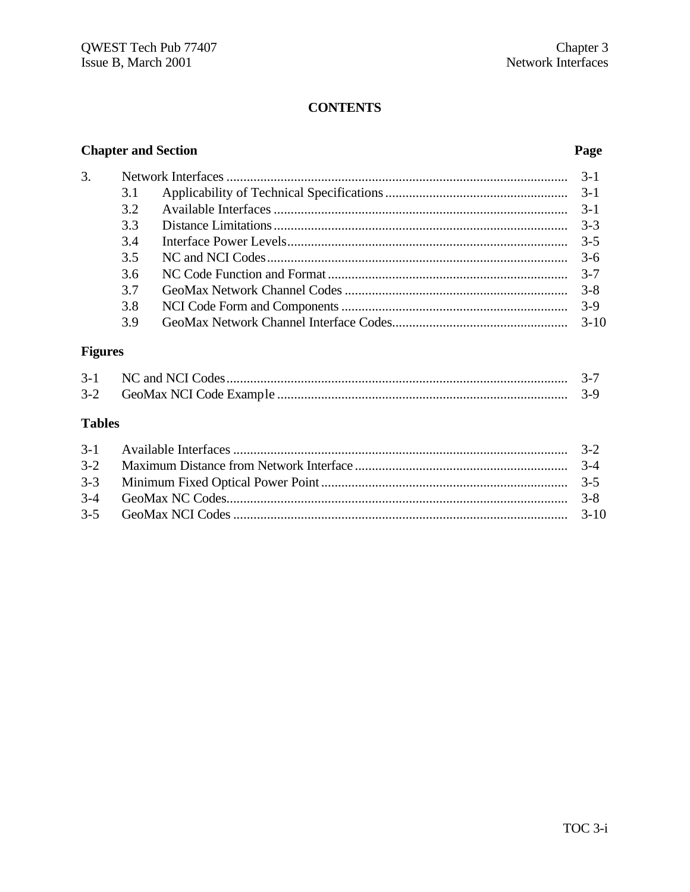# CONTENTS

| Chapter and Section | | | Page |
|---|---|---|---|
| 3. | Network Interfaces | | 3-1 |
| | 3.1 | Applicability of Technical Specifications | 3-1 |
| | 3.2 | Available Interfaces | 3-1 |
| | 3.3 | Distance Limitations | 3-3 |
| | 3.4 | Interface Power Levels | 3-5 |
| | 3.5 | NC and NCI Codes | 3-6 |
| | 3.6 | NC Code Function and Format | 3-7 |
| | 3.7 | GeoMax Network Channel Codes | 3-8 |
| | 3.8 | NCI Code Form and Components | 3-9 |
| | 3.9 | GeoMax Network Channel Interface Codes | 3-10 |

**Figures**

| | | |
|---|---|---|
| 3-1 | NC and NCI Codes | 3-7 |
| 3-2 | GeoMax NCI Code Example | 3-9 |

**Tables**

| | | |
|---|---|---|
| 3-1 | Available Interfaces | 3-2 |
| 3-2 | Maximum Distance from Network Interface | 3-4 |
| 3-3 | Minimum Fixed Optical Power Point | 3-5 |
| 3-4 | GeoMax NC Codes | 3-8 |
| 3-5 | GeoMax NCI Codes | 3-10 |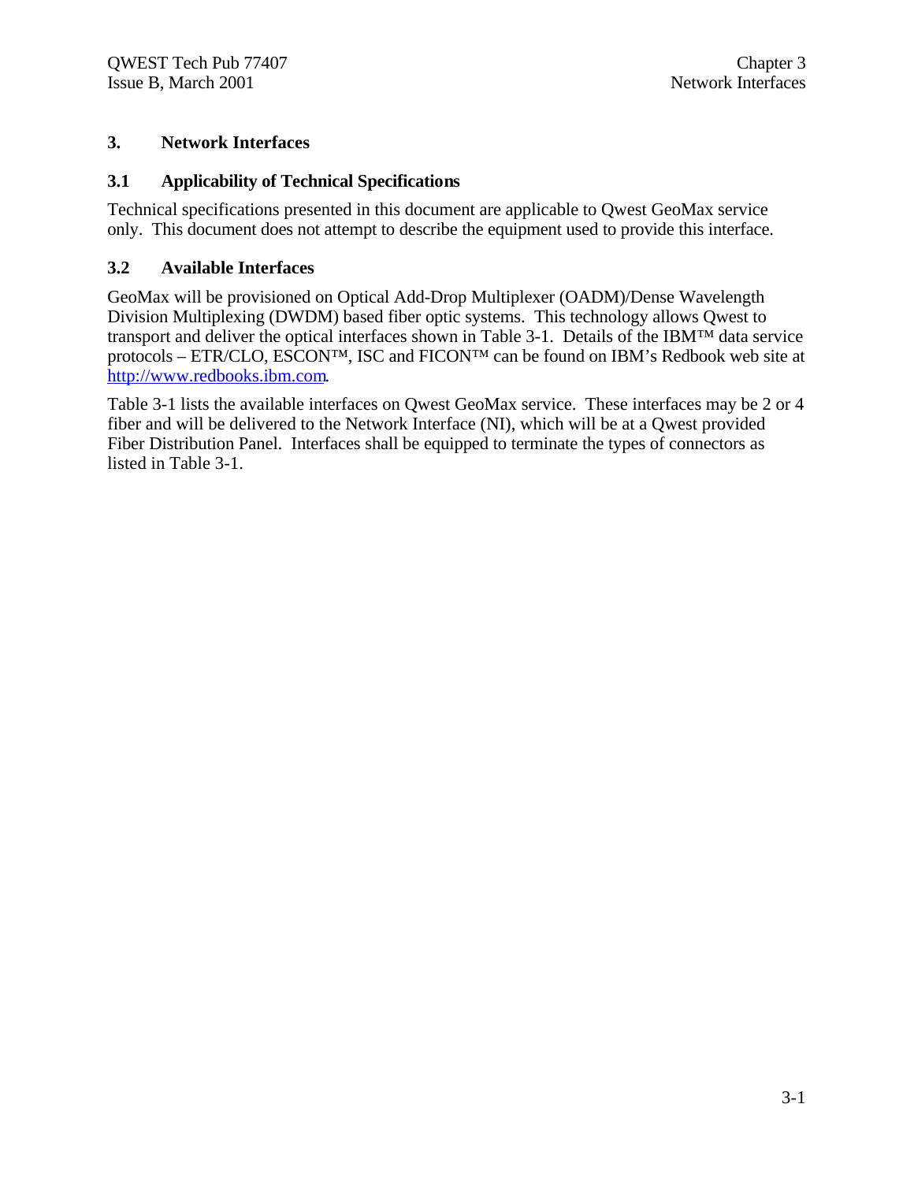# 3. Network Interfaces

## 3.1 Applicability of Technical Specifications

Technical specifications presented in this document are applicable to Qwest GeoMax service only. This document does not attempt to describe the equipment used to provide this interface.

## 3.2 Available Interfaces

GeoMax will be provisioned on Optical Add-Drop Multiplexer (OADM)/Dense Wavelength Division Multiplexing (DWDM) based fiber optic systems. This technology allows Qwest to transport and deliver the optical interfaces shown in Table 3-1. Details of the IBM™ data service protocols – ETR/CLO, ESCON™, ISC and FICON™ can be found on IBM's Redbook web site at [http://www.redbooks.ibm.com](http://www.redbooks.ibm.com).

Table 3-1 lists the available interfaces on Qwest GeoMax service. These interfaces may be 2 or 4 fiber and will be delivered to the Network Interface (NI), which will be at a Qwest provided Fiber Distribution Panel. Interfaces shall be equipped to terminate the types of connectors as listed in Table 3-1.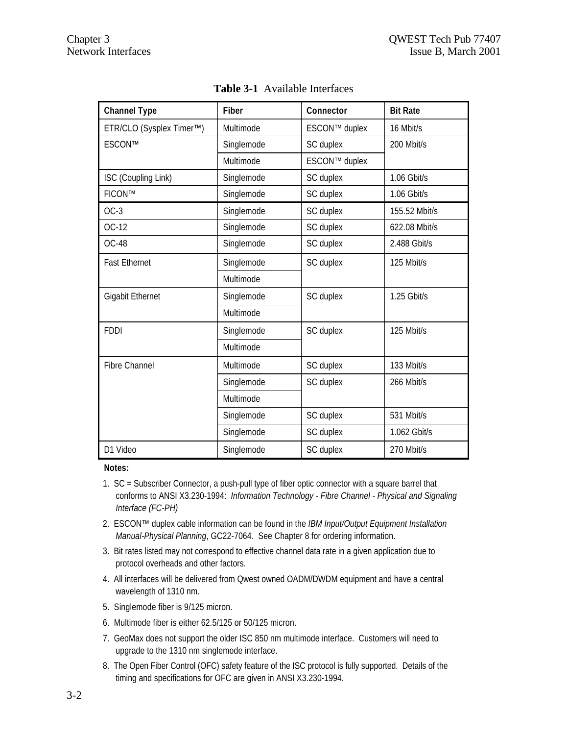**Table 3-1** Available Interfaces

| Channel Type | Fiber | Connector | Bit Rate |
|---|---|---|---|
| ETR/CLO (Sysplex Timer™) | Multimode | ESCON™ duplex | 16 Mbit/s |
| ESCON™ | Singlemode | SC duplex | 200 Mbit/s |
| | Multimode | ESCON™ duplex | |
| ISC (Coupling Link) | Singlemode | SC duplex | 1.06 Gbit/s |
| FICON™ | Singlemode | SC duplex | 1.06 Gbit/s |
| OC-3 | Singlemode | SC duplex | 155.52 Mbit/s |
| OC-12 | Singlemode | SC duplex | 622.08 Mbit/s |
| OC-48 | Singlemode | SC duplex | 2.488 Gbit/s |
| Fast Ethernet | Singlemode | SC duplex | 125 Mbit/s |
| | Multimode | | |
| Gigabit Ethernet | Singlemode | SC duplex | 1.25 Gbit/s |
| | Multimode | | |
| FDDI | Singlemode | SC duplex | 125 Mbit/s |
| | Multimode | | |
| Fibre Channel | Multimode | SC duplex | 133 Mbit/s |
| | Singlemode | SC duplex | 266 Mbit/s |
| | Multimode | | |
| | Singlemode | SC duplex | 531 Mbit/s |
| | Singlemode | SC duplex | 1.062 Gbit/s |
| D1 Video | Singlemode | SC duplex | 270 Mbit/s |

**Notes:**

1. SC = Subscriber Connector, a push-pull type of fiber optic connector with a square barrel that conforms to ANSI X3.230-1994: *Information Technology - Fibre Channel - Physical and Signaling Interface (FC-PH)*
2. ESCON™ duplex cable information can be found in the *IBM Input/Output Equipment Installation Manual-Physical Planning*, GC22-7064. See Chapter 8 for ordering information.
3. Bit rates listed may not correspond to effective channel data rate in a given application due to protocol overheads and other factors.
4. All interfaces will be delivered from Qwest owned OADM/DWDM equipment and have a central wavelength of 1310 nm.
5. Singlemode fiber is 9/125 micron.
6. Multimode fiber is either 62.5/125 or 50/125 micron.
7. GeoMax does not support the older ISC 850 nm multimode interface. Customers will need to upgrade to the 1310 nm singlemode interface.
8. The Open Fiber Control (OFC) safety feature of the ISC protocol is fully supported. Details of the timing and specifications for OFC are given in ANSI X3.230-1994.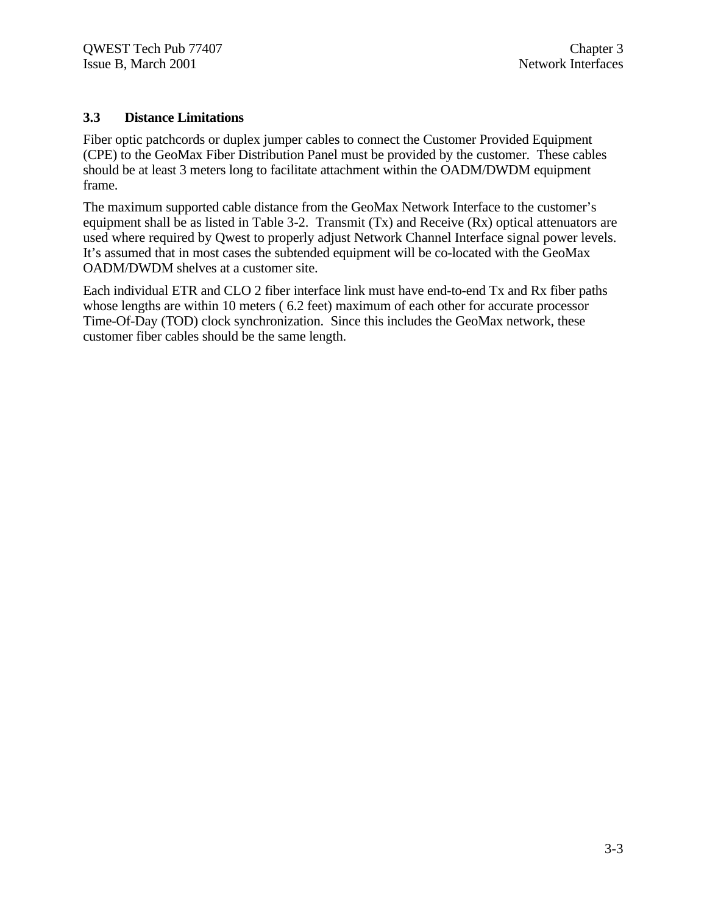### 3.3 Distance Limitations

Fiber optic patchcords or duplex jumper cables to connect the Customer Provided Equipment (CPE) to the GeoMax Fiber Distribution Panel must be provided by the customer. These cables should be at least 3 meters long to facilitate attachment within the OADM/DWDM equipment frame.

The maximum supported cable distance from the GeoMax Network Interface to the customer's equipment shall be as listed in Table 3-2. Transmit (Tx) and Receive (Rx) optical attenuators are used where required by Qwest to properly adjust Network Channel Interface signal power levels. It's assumed that in most cases the subtended equipment will be co-located with the GeoMax OADM/DWDM shelves at a customer site.

Each individual ETR and CLO 2 fiber interface link must have end-to-end Tx and Rx fiber paths whose lengths are within 10 meters ( 6.2 feet) maximum of each other for accurate processor Time-Of-Day (TOD) clock synchronization. Since this includes the GeoMax network, these customer fiber cables should be the same length.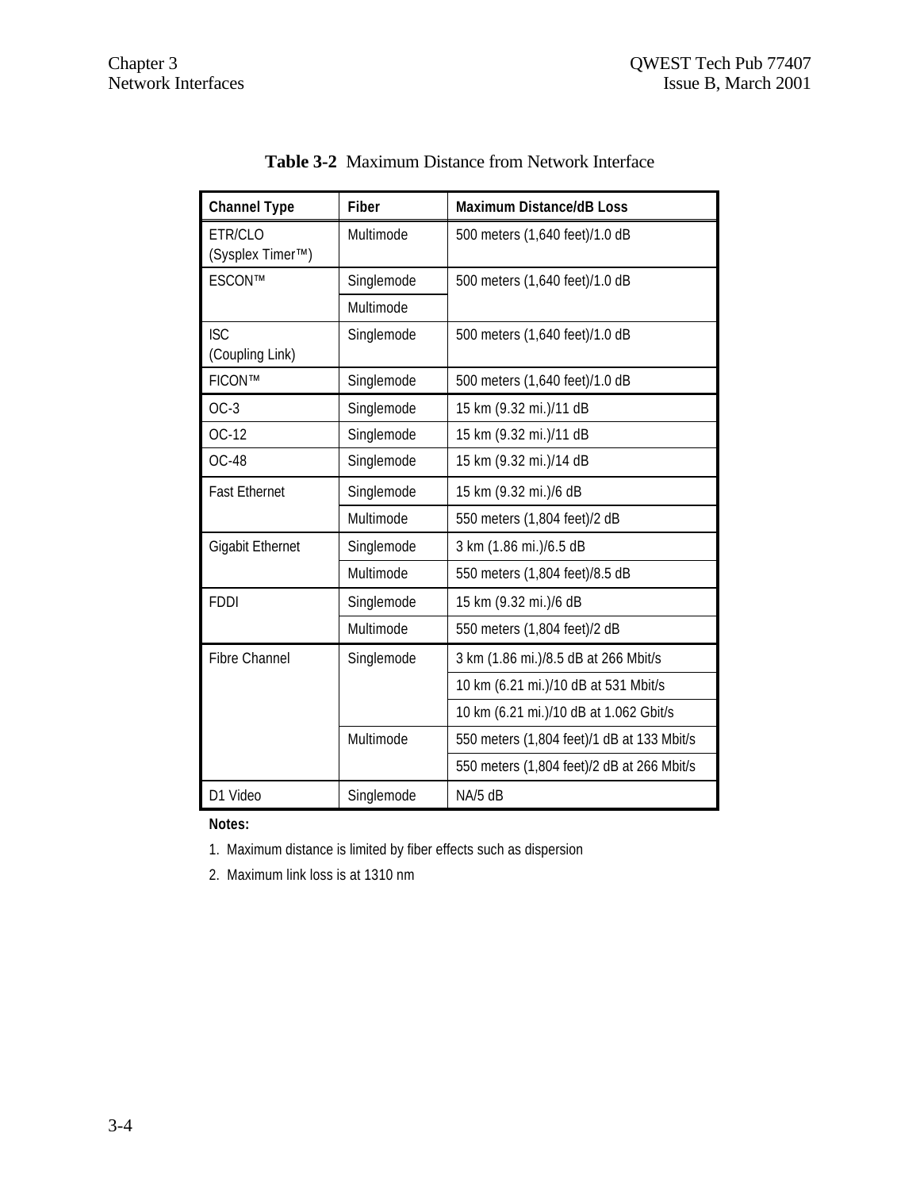**Table 3-2** Maximum Distance from Network Interface

| Channel Type | Fiber | Maximum Distance/dB Loss |
|---|---|---|
| ETR/CLO (Sysplex Timer™) | Multimode | 500 meters (1,640 feet)/1.0 dB |
| ESCON™ | Singlemode | 500 meters (1,640 feet)/1.0 dB |
| | Multimode | |
| ISC (Coupling Link) | Singlemode | 500 meters (1,640 feet)/1.0 dB |
| FICON™ | Singlemode | 500 meters (1,640 feet)/1.0 dB |
| OC-3 | Singlemode | 15 km (9.32 mi.)/11 dB |
| OC-12 | Singlemode | 15 km (9.32 mi.)/11 dB |
| OC-48 | Singlemode | 15 km (9.32 mi.)/14 dB |
| Fast Ethernet | Singlemode | 15 km (9.32 mi.)/6 dB |
| | Multimode | 550 meters (1,804 feet)/2 dB |
| Gigabit Ethernet | Singlemode | 3 km (1.86 mi.)/6.5 dB |
| | Multimode | 550 meters (1,804 feet)/8.5 dB |
| FDDI | Singlemode | 15 km (9.32 mi.)/6 dB |
| | Multimode | 550 meters (1,804 feet)/2 dB |
| Fibre Channel | Singlemode | 3 km (1.86 mi.)/8.5 dB at 266 Mbit/s |
| | | 10 km (6.21 mi.)/10 dB at 531 Mbit/s |
| | | 10 km (6.21 mi.)/10 dB at 1.062 Gbit/s |
| | Multimode | 550 meters (1,804 feet)/1 dB at 133 Mbit/s |
| | | 550 meters (1,804 feet)/2 dB at 266 Mbit/s |
| D1 Video | Singlemode | NA/5 dB |

**Notes:**

1. Maximum distance is limited by fiber effects such as dispersion
2. Maximum link loss is at 1310 nm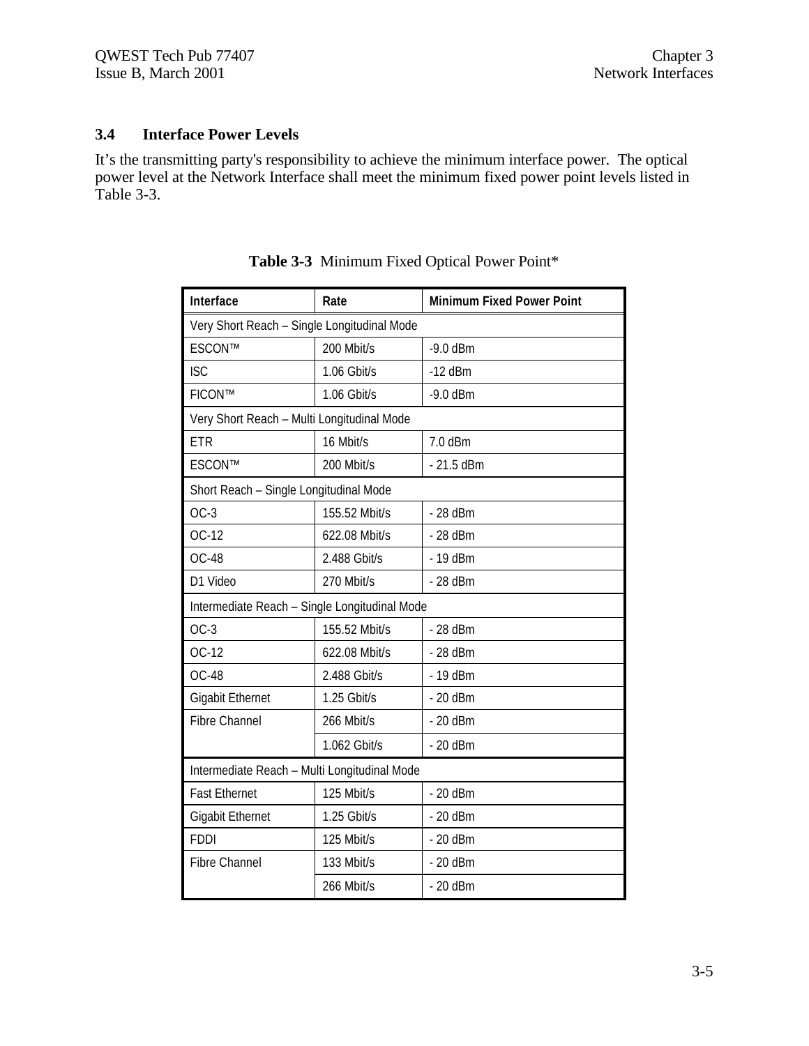### 3.4 Interface Power Levels

It's the transmitting party's responsibility to achieve the minimum interface power. The optical power level at the Network Interface shall meet the minimum fixed power point levels listed in Table 3-3.

**Table 3-3** Minimum Fixed Optical Power Point*

| Interface | Rate | Minimum Fixed Power Point |
|---|---|---|
| Very Short Reach – Single Longitudinal Mode | | |
| ESCON™ | 200 Mbit/s | -9.0 dBm |
| ISC | 1.06 Gbit/s | -12 dBm |
| FICON™ | 1.06 Gbit/s | -9.0 dBm |
| Very Short Reach – Multi Longitudinal Mode | | |
| ETR | 16 Mbit/s | 7.0 dBm |
| ESCON™ | 200 Mbit/s | - 21.5 dBm |
| Short Reach – Single Longitudinal Mode | | |
| OC-3 | 155.52 Mbit/s | - 28 dBm |
| OC-12 | 622.08 Mbit/s | - 28 dBm |
| OC-48 | 2.488 Gbit/s | - 19 dBm |
| D1 Video | 270 Mbit/s | - 28 dBm |
| Intermediate Reach – Single Longitudinal Mode | | |
| OC-3 | 155.52 Mbit/s | - 28 dBm |
| OC-12 | 622.08 Mbit/s | - 28 dBm |
| OC-48 | 2.488 Gbit/s | - 19 dBm |
| Gigabit Ethernet | 1.25 Gbit/s | - 20 dBm |
| Fibre Channel | 266 Mbit/s | - 20 dBm |
| | 1.062 Gbit/s | - 20 dBm |
| Intermediate Reach – Multi Longitudinal Mode | | |
| Fast Ethernet | 125 Mbit/s | - 20 dBm |
| Gigabit Ethernet | 1.25 Gbit/s | - 20 dBm |
| FDDI | 125 Mbit/s | - 20 dBm |
| Fibre Channel | 133 Mbit/s | - 20 dBm |
| | 266 Mbit/s | - 20 dBm |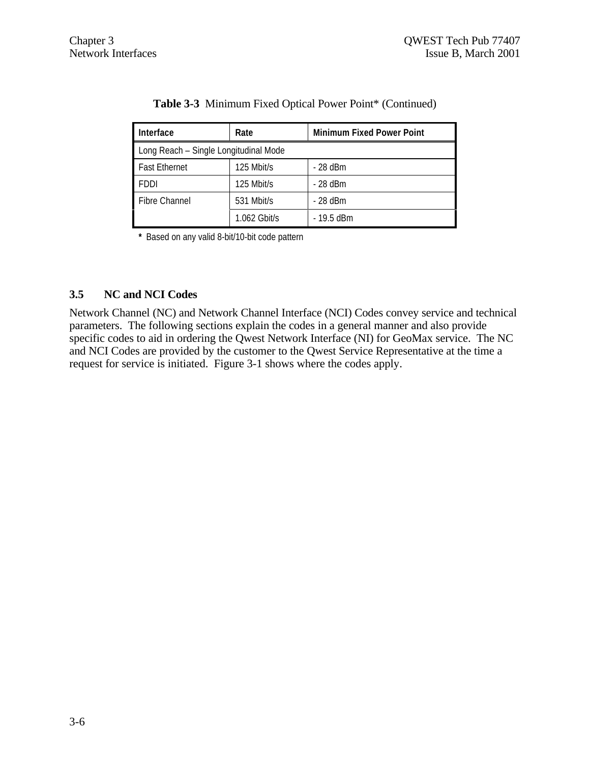**Table 3-3** Minimum Fixed Optical Power Point* (Continued)

| Interface | Rate | Minimum Fixed Power Point |
|---|---|---|
| Long Reach – Single Longitudinal Mode | | |
| Fast Ethernet | 125 Mbit/s | - 28 dBm |
| FDDI | 125 Mbit/s | - 28 dBm |
| Fibre Channel | 531 Mbit/s | - 28 dBm |
| | 1.062 Gbit/s | - 19.5 dBm |

**\*** Based on any valid 8-bit/10-bit code pattern

## 3.5 NC and NCI Codes

Network Channel (NC) and Network Channel Interface (NCI) Codes convey service and technical parameters. The following sections explain the codes in a general manner and also provide specific codes to aid in ordering the Qwest Network Interface (NI) for GeoMax service. The NC and NCI Codes are provided by the customer to the Qwest Service Representative at the time a request for service is initiated. Figure 3-1 shows where the codes apply.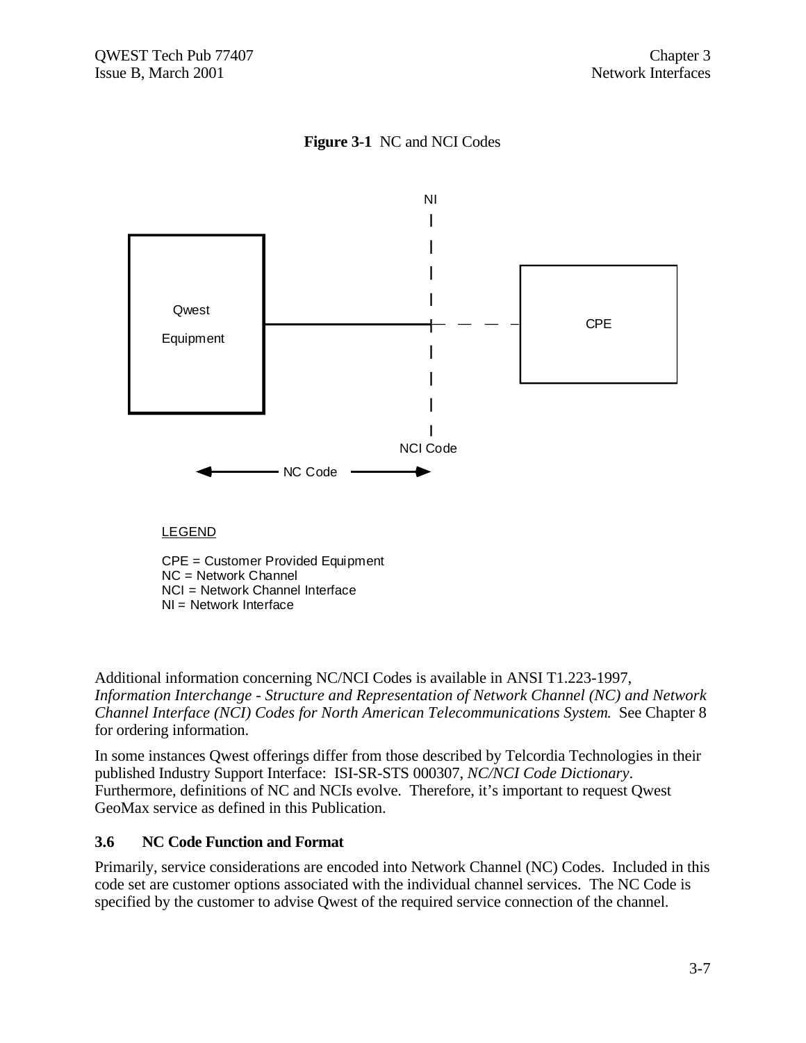**Figure 3-1** NC and NCI Codes

NI

Qwest Equipment

CPE

NCI Code

NC Code

LEGEND

CPE = Customer Provided Equipment
NC = Network Channel
NCI = Network Channel Interface
NI = Network Interface

Additional information concerning NC/NCI Codes is available in ANSI T1.223-1997, *Information Interchange - Structure and Representation of Network Channel (NC) and Network Channel Interface (NCI) Codes for North American Telecommunications System.* See Chapter 8 for ordering information.

In some instances Qwest offerings differ from those described by Telcordia Technologies in their published Industry Support Interface: ISI-SR-STS 000307, *NC/NCI Code Dictionary*. Furthermore, definitions of NC and NCIs evolve. Therefore, it's important to request Qwest GeoMax service as defined in this Publication.

### 3.6 NC Code Function and Format

Primarily, service considerations are encoded into Network Channel (NC) Codes. Included in this code set are customer options associated with the individual channel services. The NC Code is specified by the customer to advise Qwest of the required service connection of the channel.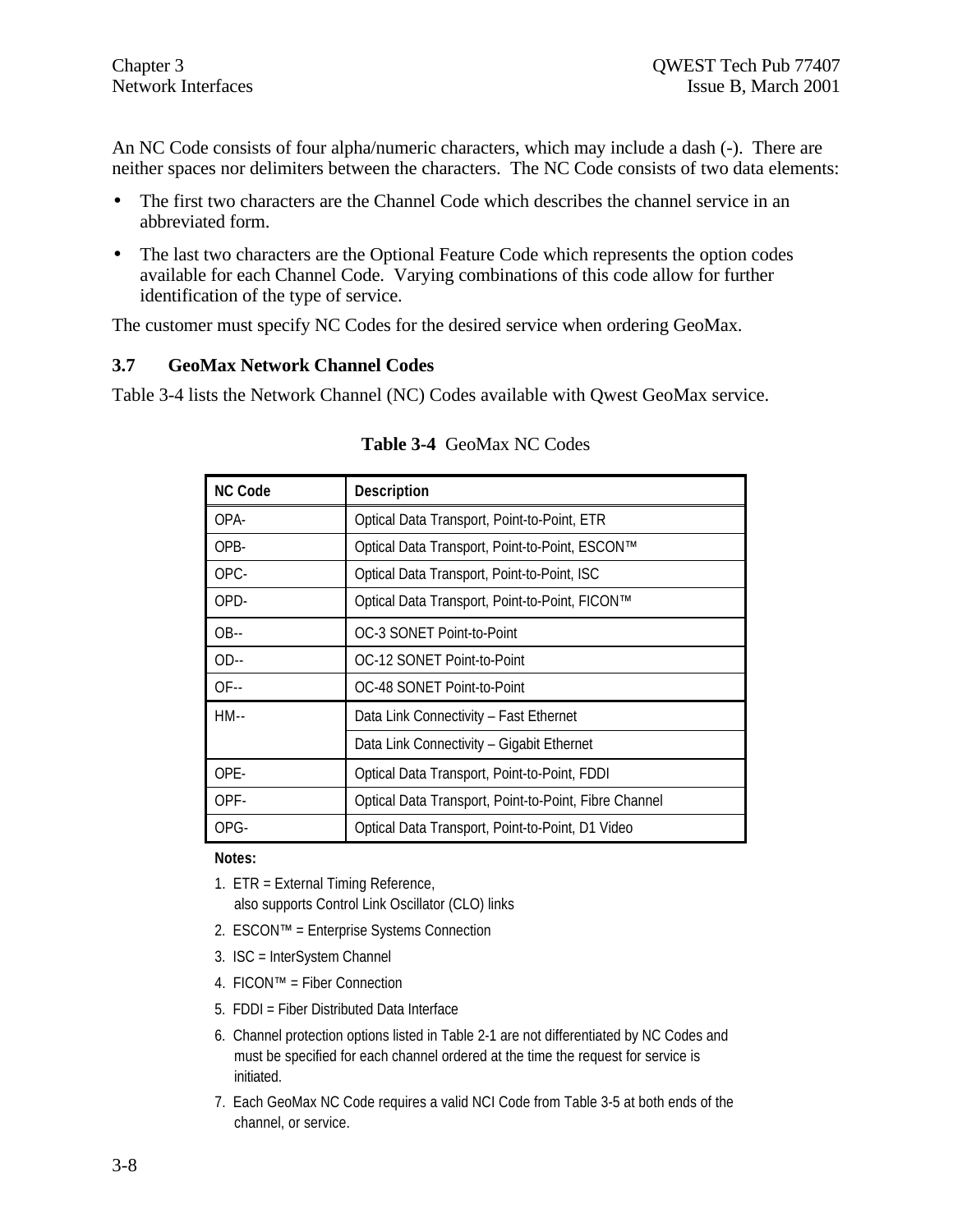An NC Code consists of four alpha/numeric characters, which may include a dash (-). There are neither spaces nor delimiters between the characters. The NC Code consists of two data elements:

- The first two characters are the Channel Code which describes the channel service in an abbreviated form.
- The last two characters are the Optional Feature Code which represents the option codes available for each Channel Code. Varying combinations of this code allow for further identification of the type of service.

The customer must specify NC Codes for the desired service when ordering GeoMax.

### 3.7 GeoMax Network Channel Codes

Table 3-4 lists the Network Channel (NC) Codes available with Qwest GeoMax service.

**Table 3-4** GeoMax NC Codes

| NC Code | Description |
|---|---|
| OPA- | Optical Data Transport, Point-to-Point, ETR |
| OPB- | Optical Data Transport, Point-to-Point, ESCON™ |
| OPC- | Optical Data Transport, Point-to-Point, ISC |
| OPD- | Optical Data Transport, Point-to-Point, FICON™ |
| OB-- | OC-3 SONET Point-to-Point |
| OD-- | OC-12 SONET Point-to-Point |
| OF-- | OC-48 SONET Point-to-Point |
| HM-- | Data Link Connectivity – Fast Ethernet |
| | Data Link Connectivity – Gigabit Ethernet |
| OPE- | Optical Data Transport, Point-to-Point, FDDI |
| OPF- | Optical Data Transport, Point-to-Point, Fibre Channel |
| OPG- | Optical Data Transport, Point-to-Point, D1 Video |

**Notes:**

1. ETR = External Timing Reference, also supports Control Link Oscillator (CLO) links
2. ESCON™ = Enterprise Systems Connection
3. ISC = InterSystem Channel
4. FICON™ = Fiber Connection
5. FDDI = Fiber Distributed Data Interface
6. Channel protection options listed in Table 2-1 are not differentiated by NC Codes and must be specified for each channel ordered at the time the request for service is initiated.
7. Each GeoMax NC Code requires a valid NCI Code from Table 3-5 at both ends of the channel, or service.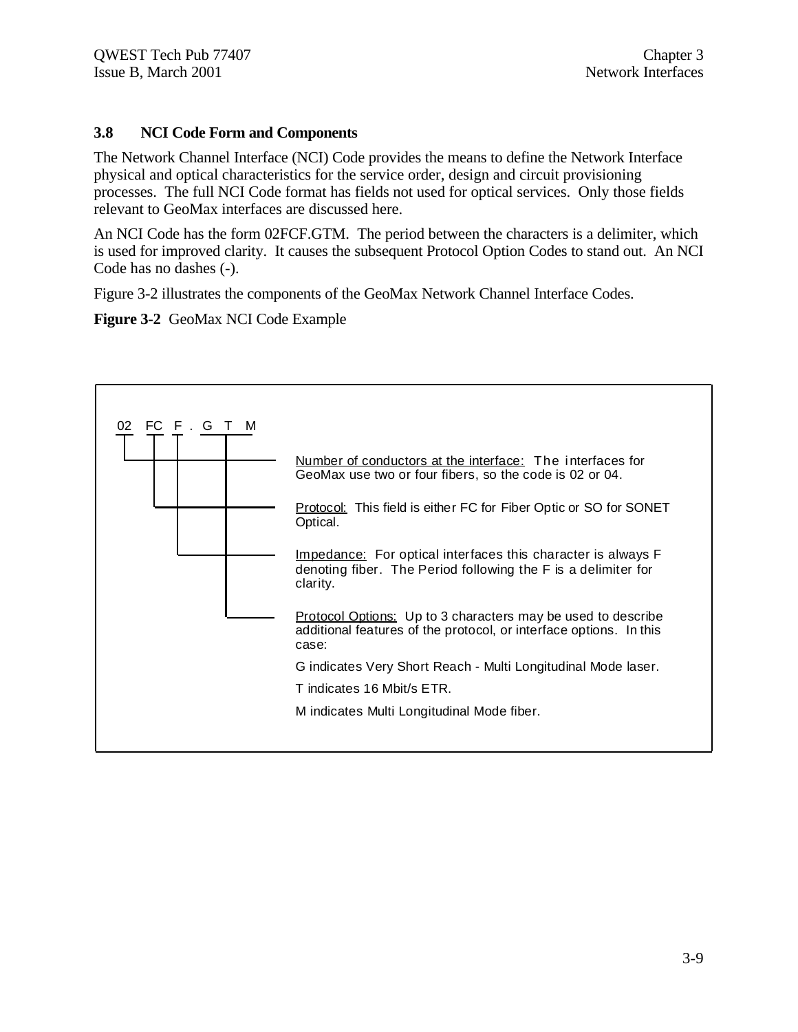## 3.8 NCI Code Form and Components

The Network Channel Interface (NCI) Code provides the means to define the Network Interface physical and optical characteristics for the service order, design and circuit provisioning processes. The full NCI Code format has fields not used for optical services. Only those fields relevant to GeoMax interfaces are discussed here.

An NCI Code has the form 02FCF.GTM. The period between the characters is a delimiter, which is used for improved clarity. It causes the subsequent Protocol Option Codes to stand out. An NCI Code has no dashes (-).

Figure 3-2 illustrates the components of the GeoMax Network Channel Interface Codes.

**Figure 3-2** GeoMax NCI Code Example

02 FC F . G T M

- 02 — Number of conductors at the interface: The interfaces for GeoMax use two or four fibers, so the code is 02 or 04.
- FC — Protocol: This field is either FC for Fiber Optic or SO for SONET Optical.
- F — Impedance: For optical interfaces this character is always F denoting fiber. The Period following the F is a delimiter for clarity.
- GTM — Protocol Options: Up to 3 characters may be used to describe additional features of the protocol, or interface options. In this case:

  G indicates Very Short Reach - Multi Longitudinal Mode laser.

  T indicates 16 Mbit/s ETR.

  M indicates Multi Longitudinal Mode fiber.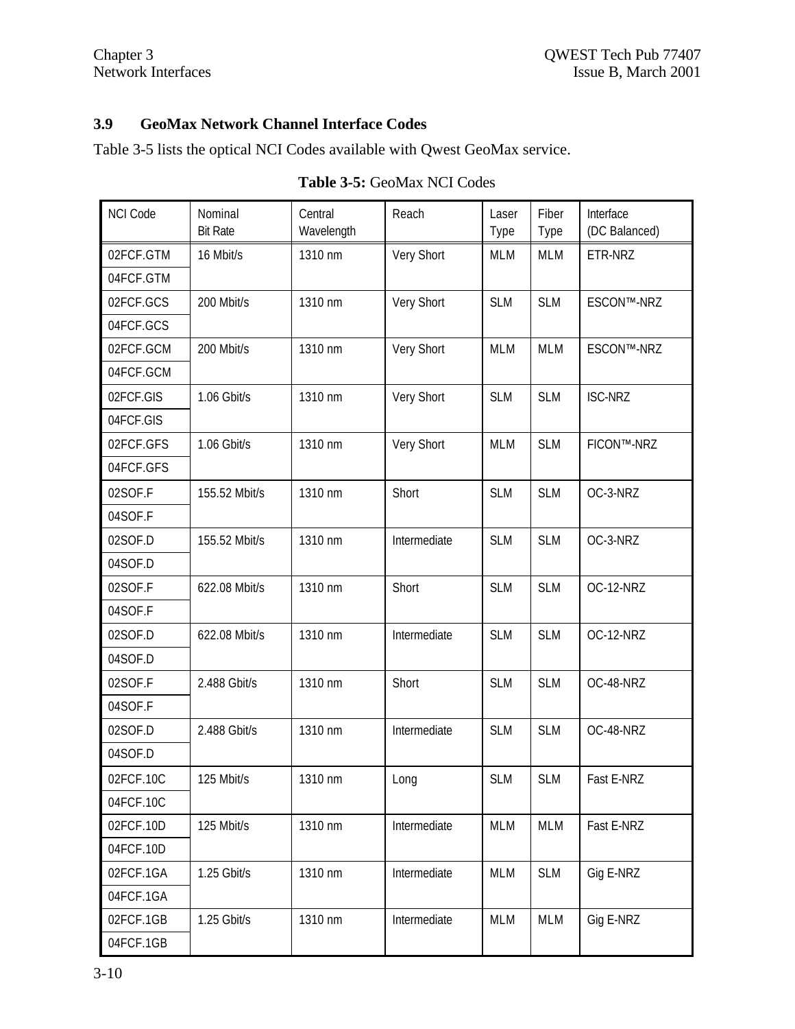## 3.9 GeoMax Network Channel Interface Codes

Table 3-5 lists the optical NCI Codes available with Qwest GeoMax service.

**Table 3-5:** GeoMax NCI Codes

| NCI Code | Nominal Bit Rate | Central Wavelength | Reach | Laser Type | Fiber Type | Interface (DC Balanced) |
|---|---|---|---|---|---|---|
| 02FCF.GTM | 16 Mbit/s | 1310 nm | Very Short | MLM | MLM | ETR-NRZ |
| 04FCF.GTM | | | | | | |
| 02FCF.GCS | 200 Mbit/s | 1310 nm | Very Short | SLM | SLM | ESCON™-NRZ |
| 04FCF.GCS | | | | | | |
| 02FCF.GCM | 200 Mbit/s | 1310 nm | Very Short | MLM | MLM | ESCON™-NRZ |
| 04FCF.GCM | | | | | | |
| 02FCF.GIS | 1.06 Gbit/s | 1310 nm | Very Short | SLM | SLM | ISC-NRZ |
| 04FCF.GIS | | | | | | |
| 02FCF.GFS | 1.06 Gbit/s | 1310 nm | Very Short | MLM | SLM | FICON™-NRZ |
| 04FCF.GFS | | | | | | |
| 02SOF.F | 155.52 Mbit/s | 1310 nm | Short | SLM | SLM | OC-3-NRZ |
| 04SOF.F | | | | | | |
| 02SOF.D | 155.52 Mbit/s | 1310 nm | Intermediate | SLM | SLM | OC-3-NRZ |
| 04SOF.D | | | | | | |
| 02SOF.F | 622.08 Mbit/s | 1310 nm | Short | SLM | SLM | OC-12-NRZ |
| 04SOF.F | | | | | | |
| 02SOF.D | 622.08 Mbit/s | 1310 nm | Intermediate | SLM | SLM | OC-12-NRZ |
| 04SOF.D | | | | | | |
| 02SOF.F | 2.488 Gbit/s | 1310 nm | Short | SLM | SLM | OC-48-NRZ |
| 04SOF.F | | | | | | |
| 02SOF.D | 2.488 Gbit/s | 1310 nm | Intermediate | SLM | SLM | OC-48-NRZ |
| 04SOF.D | | | | | | |
| 02FCF.10C | 125 Mbit/s | 1310 nm | Long | SLM | SLM | Fast E-NRZ |
| 04FCF.10C | | | | | | |
| 02FCF.10D | 125 Mbit/s | 1310 nm | Intermediate | MLM | MLM | Fast E-NRZ |
| 04FCF.10D | | | | | | |
| 02FCF.1GA | 1.25 Gbit/s | 1310 nm | Intermediate | MLM | SLM | Gig E-NRZ |
| 04FCF.1GA | | | | | | |
| 02FCF.1GB | 1.25 Gbit/s | 1310 nm | Intermediate | MLM | MLM | Gig E-NRZ |
| 04FCF.1GB | | | | | | |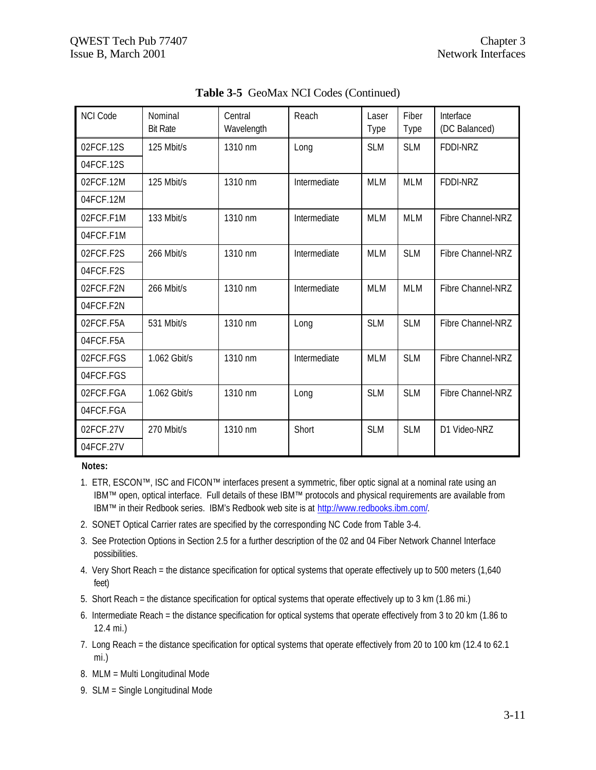**Table 3-5** GeoMax NCI Codes (Continued)

| NCI Code | Nominal Bit Rate | Central Wavelength | Reach | Laser Type | Fiber Type | Interface (DC Balanced) |
|---|---|---|---|---|---|---|
| 02FCF.12S | 125 Mbit/s | 1310 nm | Long | SLM | SLM | FDDI-NRZ |
| 04FCF.12S | | | | | | |
| 02FCF.12M | 125 Mbit/s | 1310 nm | Intermediate | MLM | MLM | FDDI-NRZ |
| 04FCF.12M | | | | | | |
| 02FCF.F1M | 133 Mbit/s | 1310 nm | Intermediate | MLM | MLM | Fibre Channel-NRZ |
| 04FCF.F1M | | | | | | |
| 02FCF.F2S | 266 Mbit/s | 1310 nm | Intermediate | MLM | SLM | Fibre Channel-NRZ |
| 04FCF.F2S | | | | | | |
| 02FCF.F2N | 266 Mbit/s | 1310 nm | Intermediate | MLM | MLM | Fibre Channel-NRZ |
| 04FCF.F2N | | | | | | |
| 02FCF.F5A | 531 Mbit/s | 1310 nm | Long | SLM | SLM | Fibre Channel-NRZ |
| 04FCF.F5A | | | | | | |
| 02FCF.FGS | 1.062 Gbit/s | 1310 nm | Intermediate | MLM | SLM | Fibre Channel-NRZ |
| 04FCF.FGS | | | | | | |
| 02FCF.FGA | 1.062 Gbit/s | 1310 nm | Long | SLM | SLM | Fibre Channel-NRZ |
| 04FCF.FGA | | | | | | |
| 02FCF.27V | 270 Mbit/s | 1310 nm | Short | SLM | SLM | D1 Video-NRZ |
| 04FCF.27V | | | | | | |

**Notes:**

1. ETR, ESCON™, ISC and FICON™ interfaces present a symmetric, fiber optic signal at a nominal rate using an IBM™ open, optical interface. Full details of these IBM™ protocols and physical requirements are available from IBM™ in their Redbook series. IBM's Redbook web site is at http://www.redbooks.ibm.com/.
2. SONET Optical Carrier rates are specified by the corresponding NC Code from Table 3-4.
3. See Protection Options in Section 2.5 for a further description of the 02 and 04 Fiber Network Channel Interface possibilities.
4. Very Short Reach = the distance specification for optical systems that operate effectively up to 500 meters (1,640 feet)
5. Short Reach = the distance specification for optical systems that operate effectively up to 3 km (1.86 mi.)
6. Intermediate Reach = the distance specification for optical systems that operate effectively from 3 to 20 km (1.86 to 12.4 mi.)
7. Long Reach = the distance specification for optical systems that operate effectively from 20 to 100 km (12.4 to 62.1 mi.)
8. MLM = Multi Longitudinal Mode
9. SLM = Single Longitudinal Mode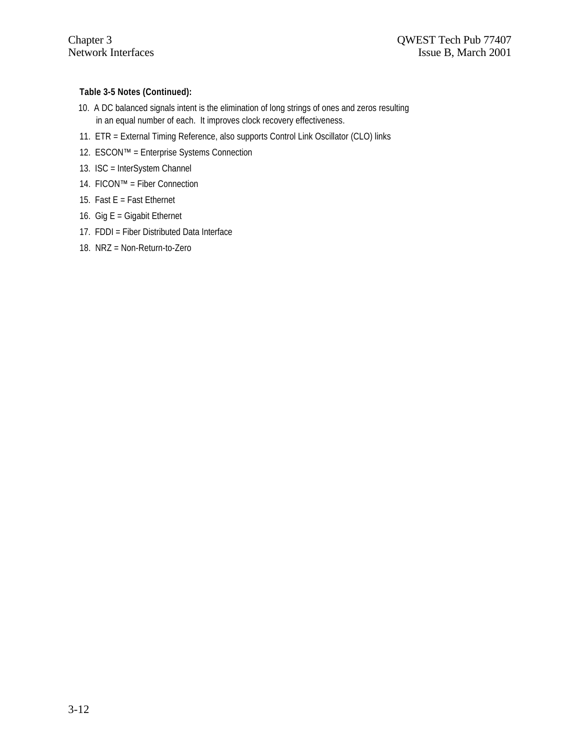**Table 3-5 Notes (Continued):**

10. A DC balanced signals intent is the elimination of long strings of ones and zeros resulting in an equal number of each. It improves clock recovery effectiveness.
11. ETR = External Timing Reference, also supports Control Link Oscillator (CLO) links
12. ESCON™ = Enterprise Systems Connection
13. ISC = InterSystem Channel
14. FICON™ = Fiber Connection
15. Fast E = Fast Ethernet
16. Gig E = Gigabit Ethernet
17. FDDI = Fiber Distributed Data Interface
18. NRZ = Non-Return-to-Zero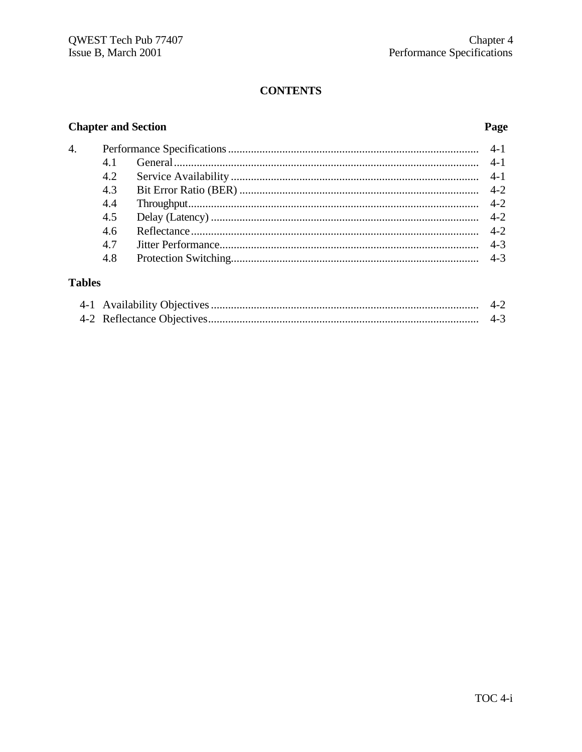# CONTENTS

| Chapter and Section | | Page |
|---|---|---|
| 4. | Performance Specifications | 4-1 |
| 4.1 | General | 4-1 |
| 4.2 | Service Availability | 4-1 |
| 4.3 | Bit Error Ratio (BER) | 4-2 |
| 4.4 | Throughput | 4-2 |
| 4.5 | Delay (Latency) | 4-2 |
| 4.6 | Reflectance | 4-2 |
| 4.7 | Jitter Performance | 4-3 |
| 4.8 | Protection Switching | 4-3 |

**Tables**

| | | |
|---|---|---|
| 4-1 | Availability Objectives | 4-2 |
| 4-2 | Reflectance Objectives | 4-3 |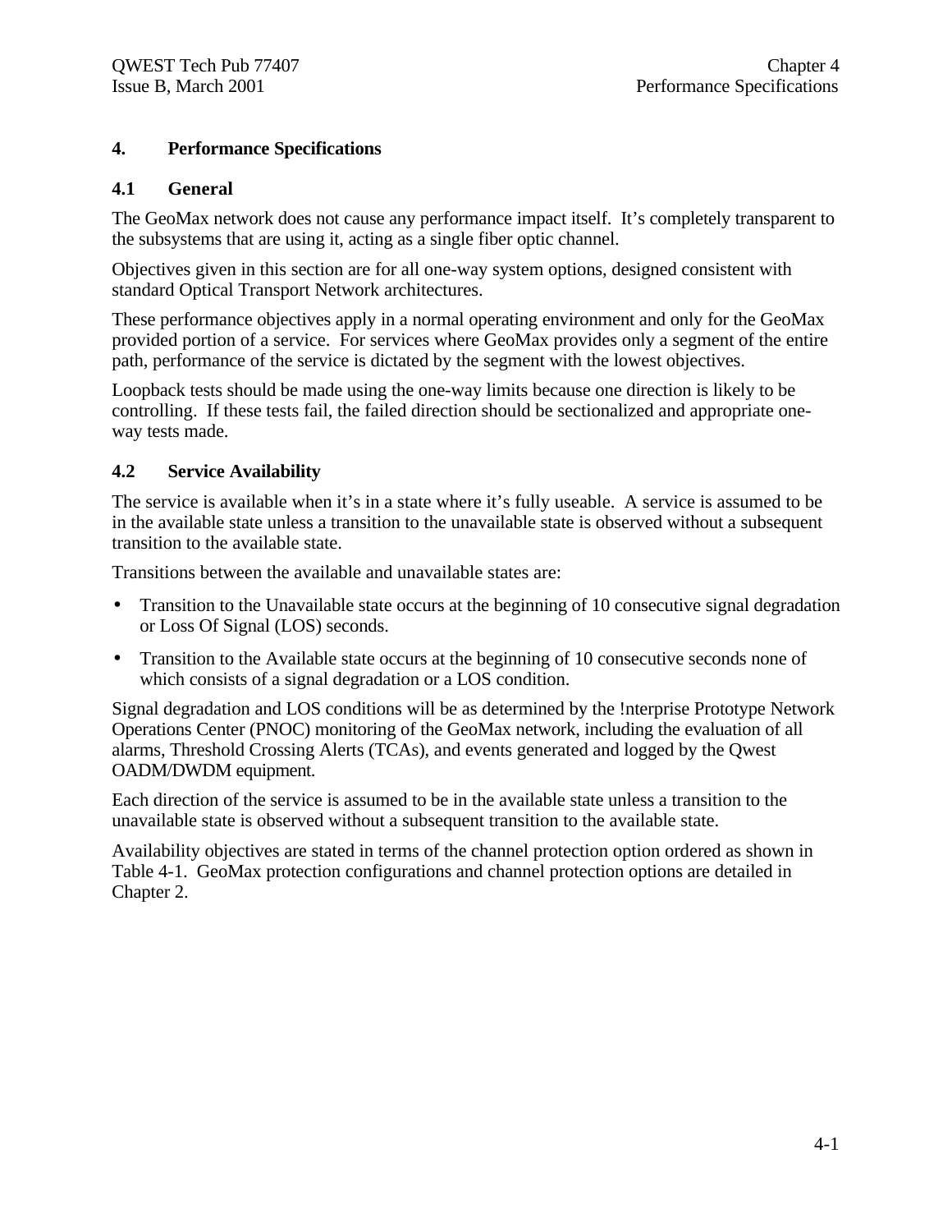# 4. Performance Specifications

## 4.1 General

The GeoMax network does not cause any performance impact itself. It's completely transparent to the subsystems that are using it, acting as a single fiber optic channel.

Objectives given in this section are for all one-way system options, designed consistent with standard Optical Transport Network architectures.

These performance objectives apply in a normal operating environment and only for the GeoMax provided portion of a service. For services where GeoMax provides only a segment of the entire path, performance of the service is dictated by the segment with the lowest objectives.

Loopback tests should be made using the one-way limits because one direction is likely to be controlling. If these tests fail, the failed direction should be sectionalized and appropriate one-way tests made.

## 4.2 Service Availability

The service is available when it's in a state where it's fully useable. A service is assumed to be in the available state unless a transition to the unavailable state is observed without a subsequent transition to the available state.

Transitions between the available and unavailable states are:

- Transition to the Unavailable state occurs at the beginning of 10 consecutive signal degradation or Loss Of Signal (LOS) seconds.
- Transition to the Available state occurs at the beginning of 10 consecutive seconds none of which consists of a signal degradation or a LOS condition.

Signal degradation and LOS conditions will be as determined by the !nterprise Prototype Network Operations Center (PNOC) monitoring of the GeoMax network, including the evaluation of all alarms, Threshold Crossing Alerts (TCAs), and events generated and logged by the Qwest OADM/DWDM equipment.

Each direction of the service is assumed to be in the available state unless a transition to the unavailable state is observed without a subsequent transition to the available state.

Availability objectives are stated in terms of the channel protection option ordered as shown in Table 4-1. GeoMax protection configurations and channel protection options are detailed in Chapter 2.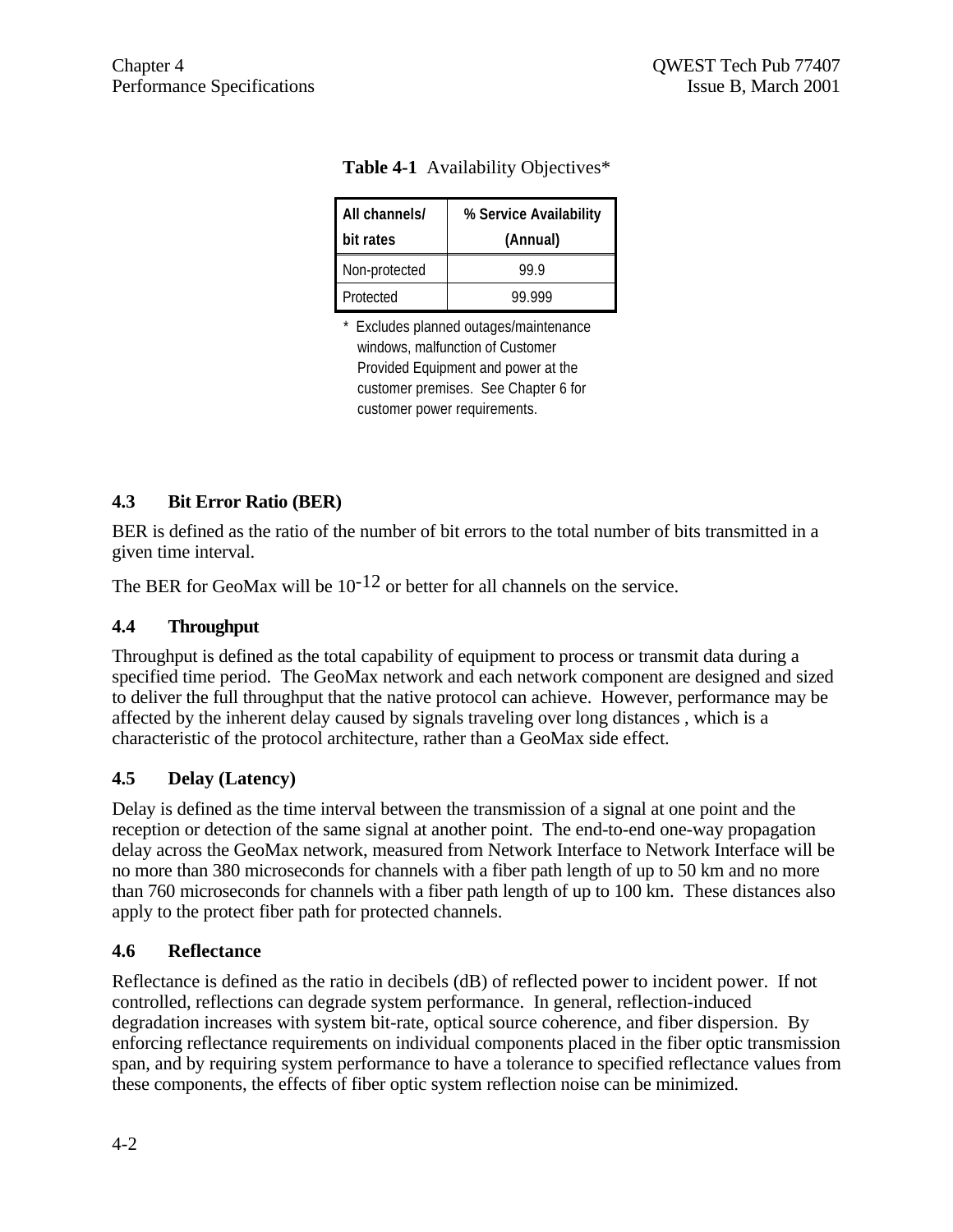**Table 4-1** Availability Objectives*

| All channels/ bit rates | % Service Availability (Annual) |
|---|---|
| Non-protected | 99.9 |
| Protected | 99.999 |

\* Excludes planned outages/maintenance windows, malfunction of Customer Provided Equipment and power at the customer premises. See Chapter 6 for customer power requirements.

### 4.3 Bit Error Ratio (BER)

BER is defined as the ratio of the number of bit errors to the total number of bits transmitted in a given time interval.

The BER for GeoMax will be $10^{-12}$ or better for all channels on the service.

### 4.4 Throughput

Throughput is defined as the total capability of equipment to process or transmit data during a specified time period. The GeoMax network and each network component are designed and sized to deliver the full throughput that the native protocol can achieve. However, performance may be affected by the inherent delay caused by signals traveling over long distances , which is a characteristic of the protocol architecture, rather than a GeoMax side effect.

### 4.5 Delay (Latency)

Delay is defined as the time interval between the transmission of a signal at one point and the reception or detection of the same signal at another point. The end-to-end one-way propagation delay across the GeoMax network, measured from Network Interface to Network Interface will be no more than 380 microseconds for channels with a fiber path length of up to 50 km and no more than 760 microseconds for channels with a fiber path length of up to 100 km. These distances also apply to the protect fiber path for protected channels.

### 4.6 Reflectance

Reflectance is defined as the ratio in decibels (dB) of reflected power to incident power. If not controlled, reflections can degrade system performance. In general, reflection-induced degradation increases with system bit-rate, optical source coherence, and fiber dispersion. By enforcing reflectance requirements on individual components placed in the fiber optic transmission span, and by requiring system performance to have a tolerance to specified reflectance values from these components, the effects of fiber optic system reflection noise can be minimized.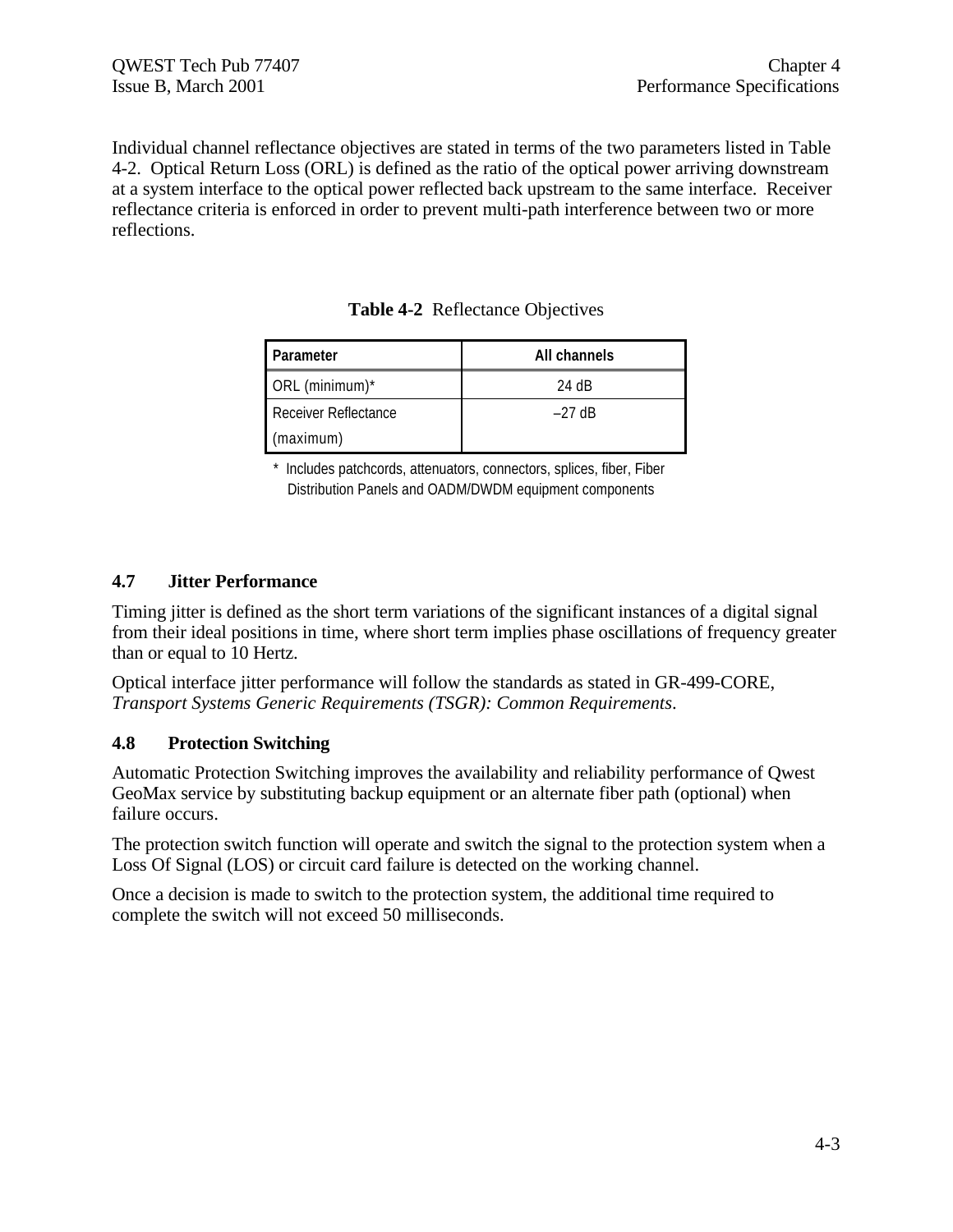Individual channel reflectance objectives are stated in terms of the two parameters listed in Table 4-2. Optical Return Loss (ORL) is defined as the ratio of the optical power arriving downstream at a system interface to the optical power reflected back upstream to the same interface. Receiver reflectance criteria is enforced in order to prevent multi-path interference between two or more reflections.

**Table 4-2** Reflectance Objectives

| Parameter | All channels |
|---|---|
| ORL (minimum)* | 24 dB |
| Receiver Reflectance (maximum) | –27 dB |

\* Includes patchcords, attenuators, connectors, splices, fiber, Fiber Distribution Panels and OADM/DWDM equipment components

## 4.7 Jitter Performance

Timing jitter is defined as the short term variations of the significant instances of a digital signal from their ideal positions in time, where short term implies phase oscillations of frequency greater than or equal to 10 Hertz.

Optical interface jitter performance will follow the standards as stated in GR-499-CORE, *Transport Systems Generic Requirements (TSGR): Common Requirements*.

## 4.8 Protection Switching

Automatic Protection Switching improves the availability and reliability performance of Qwest GeoMax service by substituting backup equipment or an alternate fiber path (optional) when failure occurs.

The protection switch function will operate and switch the signal to the protection system when a Loss Of Signal (LOS) or circuit card failure is detected on the working channel.

Once a decision is made to switch to the protection system, the additional time required to complete the switch will not exceed 50 milliseconds.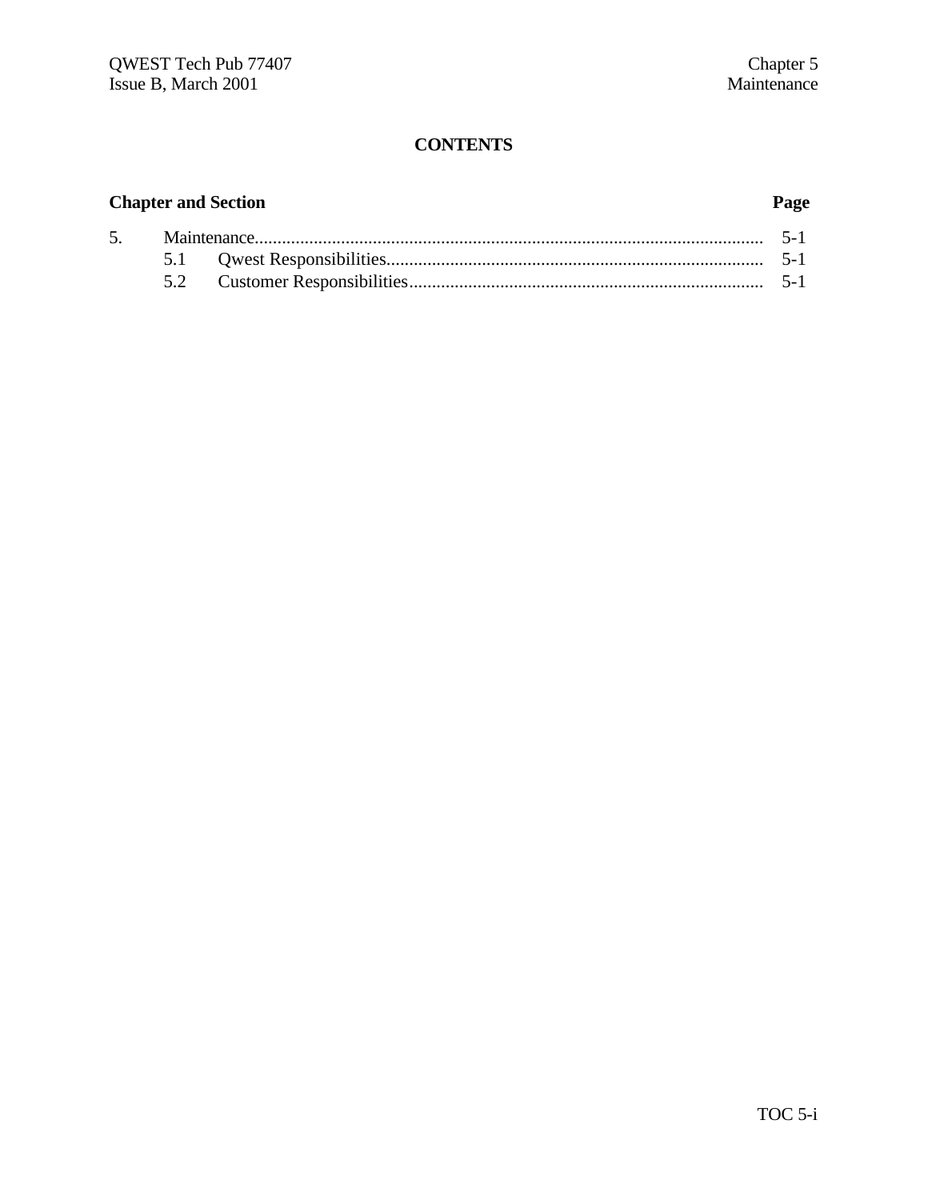# CONTENTS

| Chapter and Section | | Page |
|---|---|---|
| 5. | Maintenance | 5-1 |
| | 5.1 Qwest Responsibilities | 5-1 |
| | 5.2 Customer Responsibilities | 5-1 |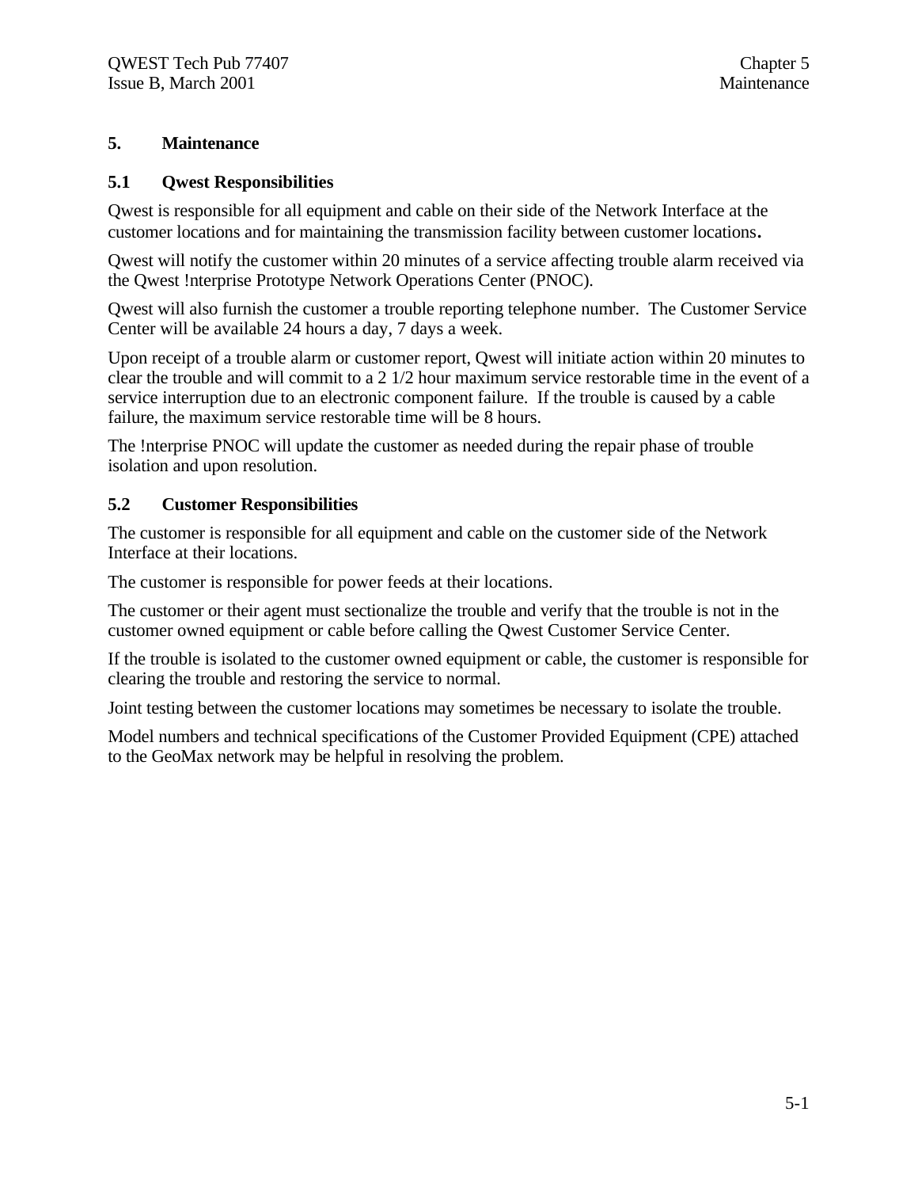# 5. Maintenance

## 5.1 Qwest Responsibilities

Qwest is responsible for all equipment and cable on their side of the Network Interface at the customer locations and for maintaining the transmission facility between customer locations.

Qwest will notify the customer within 20 minutes of a service affecting trouble alarm received via the Qwest !nterprise Prototype Network Operations Center (PNOC).

Qwest will also furnish the customer a trouble reporting telephone number. The Customer Service Center will be available 24 hours a day, 7 days a week.

Upon receipt of a trouble alarm or customer report, Qwest will initiate action within 20 minutes to clear the trouble and will commit to a 2 1/2 hour maximum service restorable time in the event of a service interruption due to an electronic component failure. If the trouble is caused by a cable failure, the maximum service restorable time will be 8 hours.

The !nterprise PNOC will update the customer as needed during the repair phase of trouble isolation and upon resolution.

## 5.2 Customer Responsibilities

The customer is responsible for all equipment and cable on the customer side of the Network Interface at their locations.

The customer is responsible for power feeds at their locations.

The customer or their agent must sectionalize the trouble and verify that the trouble is not in the customer owned equipment or cable before calling the Qwest Customer Service Center.

If the trouble is isolated to the customer owned equipment or cable, the customer is responsible for clearing the trouble and restoring the service to normal.

Joint testing between the customer locations may sometimes be necessary to isolate the trouble.

Model numbers and technical specifications of the Customer Provided Equipment (CPE) attached to the GeoMax network may be helpful in resolving the problem.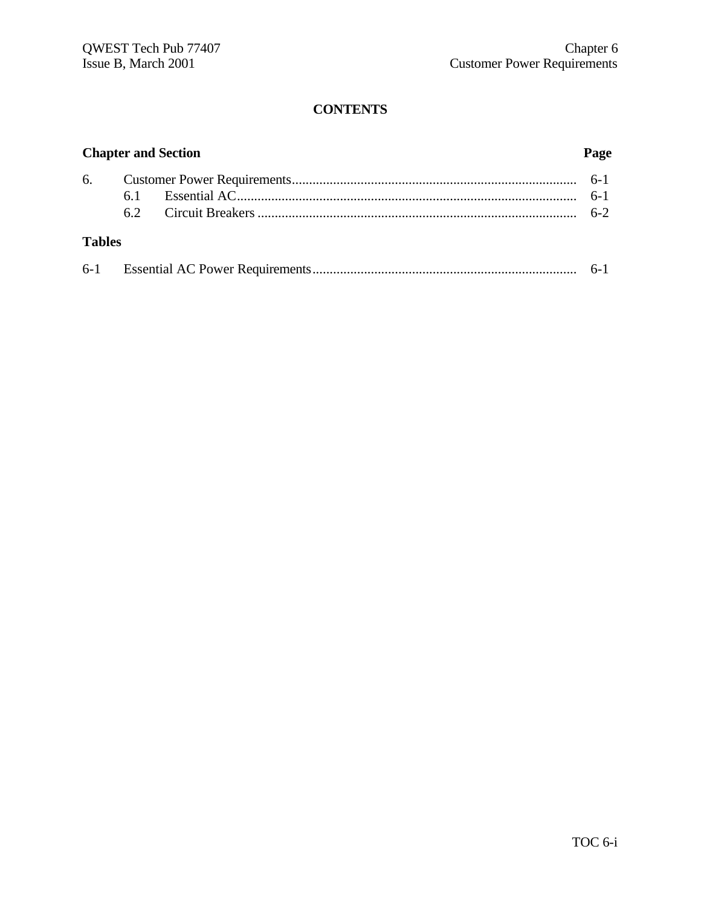# CONTENTS

| Chapter and Section | | | Page |
|---|---|---|---|
| 6. | Customer Power Requirements | | 6-1 |
| | 6.1 | Essential AC | 6-1 |
| | 6.2 | Circuit Breakers | 6-2 |

**Tables**

| | | Page |
|---|---|---|
| 6-1 | Essential AC Power Requirements | 6-1 |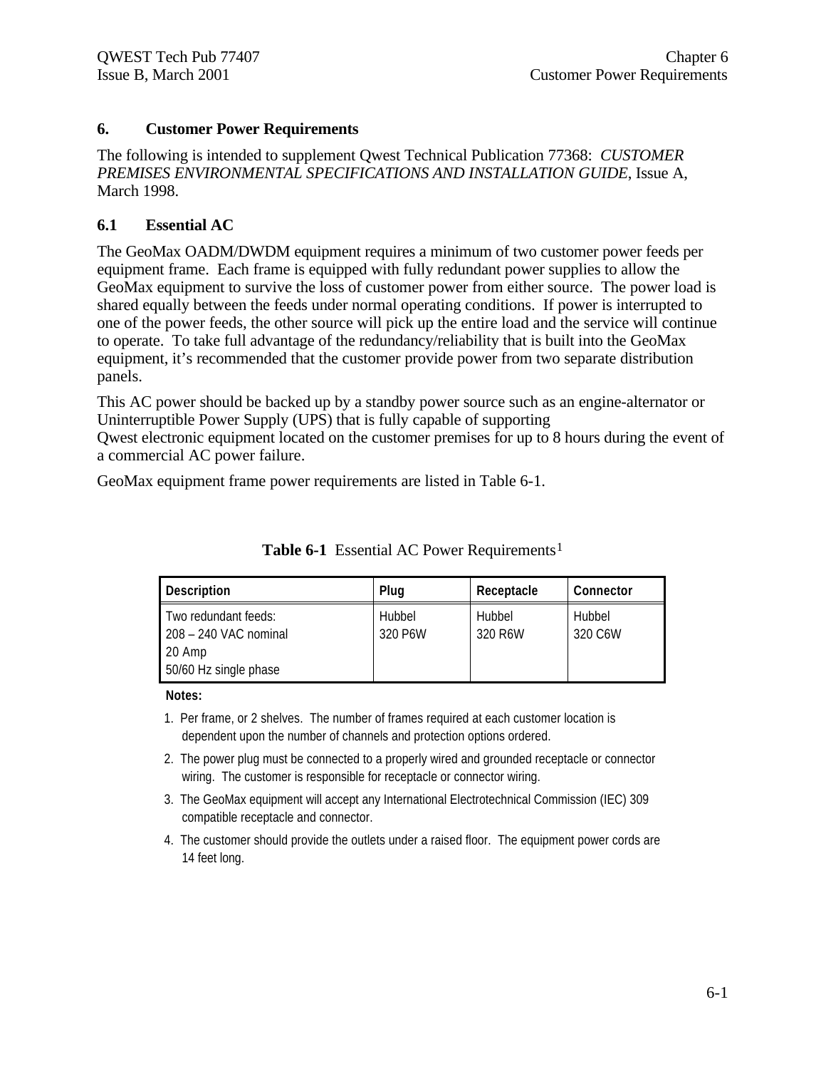## 6. Customer Power Requirements

The following is intended to supplement Qwest Technical Publication 77368: *CUSTOMER PREMISES ENVIRONMENTAL SPECIFICATIONS AND INSTALLATION GUIDE*, Issue A, March 1998.

### 6.1 Essential AC

The GeoMax OADM/DWDM equipment requires a minimum of two customer power feeds per equipment frame. Each frame is equipped with fully redundant power supplies to allow the GeoMax equipment to survive the loss of customer power from either source. The power load is shared equally between the feeds under normal operating conditions. If power is interrupted to one of the power feeds, the other source will pick up the entire load and the service will continue to operate. To take full advantage of the redundancy/reliability that is built into the GeoMax equipment, it's recommended that the customer provide power from two separate distribution panels.

This AC power should be backed up by a standby power source such as an engine-alternator or Uninterruptible Power Supply (UPS) that is fully capable of supporting Qwest electronic equipment located on the customer premises for up to 8 hours during the event of a commercial AC power failure.

GeoMax equipment frame power requirements are listed in Table 6-1.

**Table 6-1** Essential AC Power Requirements[1]

| Description | Plug | Receptacle | Connector |
|---|---|---|---|
| Two redundant feeds:<br>208 – 240 VAC nominal<br>20 Amp<br>50/60 Hz single phase | Hubbel<br>320 P6W | Hubbel<br>320 R6W | Hubbel<br>320 C6W |

**Notes:**

1. Per frame, or 2 shelves. The number of frames required at each customer location is dependent upon the number of channels and protection options ordered.
2. The power plug must be connected to a properly wired and grounded receptacle or connector wiring. The customer is responsible for receptacle or connector wiring.
3. The GeoMax equipment will accept any International Electrotechnical Commission (IEC) 309 compatible receptacle and connector.
4. The customer should provide the outlets under a raised floor. The equipment power cords are 14 feet long.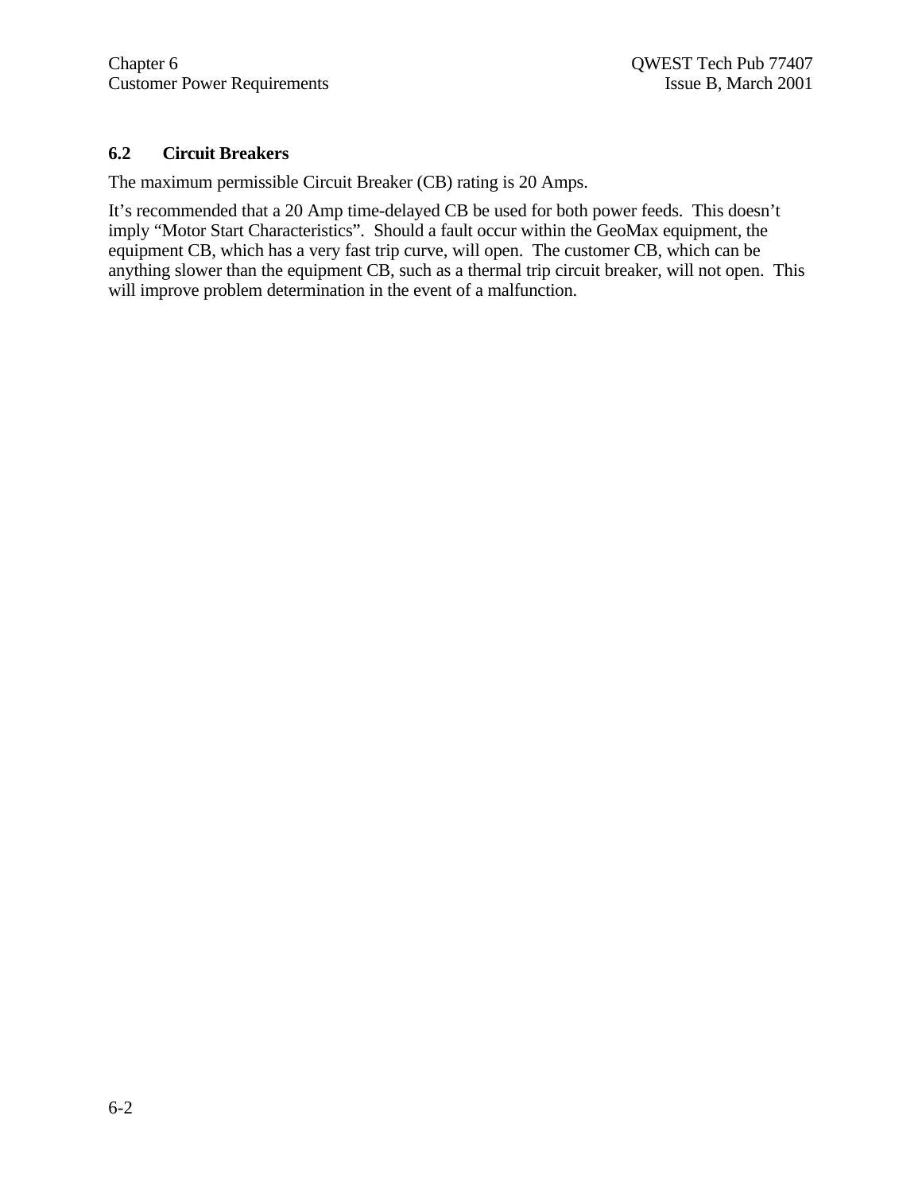## 6.2 Circuit Breakers

The maximum permissible Circuit Breaker (CB) rating is 20 Amps.

It's recommended that a 20 Amp time-delayed CB be used for both power feeds. This doesn't imply "Motor Start Characteristics". Should a fault occur within the GeoMax equipment, the equipment CB, which has a very fast trip curve, will open. The customer CB, which can be anything slower than the equipment CB, such as a thermal trip circuit breaker, will not open. This will improve problem determination in the event of a malfunction.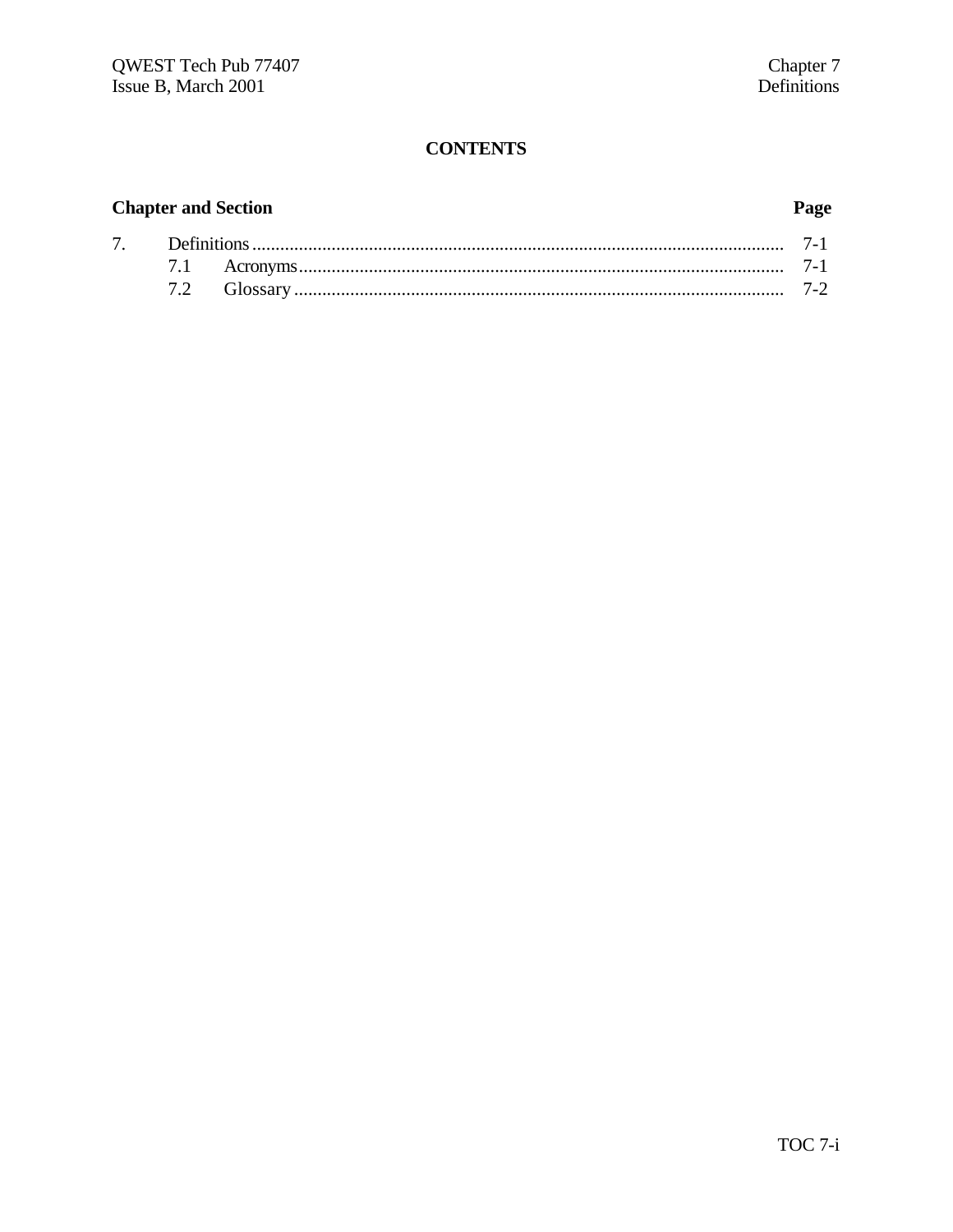# CONTENTS

| Chapter and Section | | Page |
|---|---|---|
| 7. | Definitions | 7-1 |
| | 7.1 Acronyms | 7-1 |
| | 7.2 Glossary | 7-2 |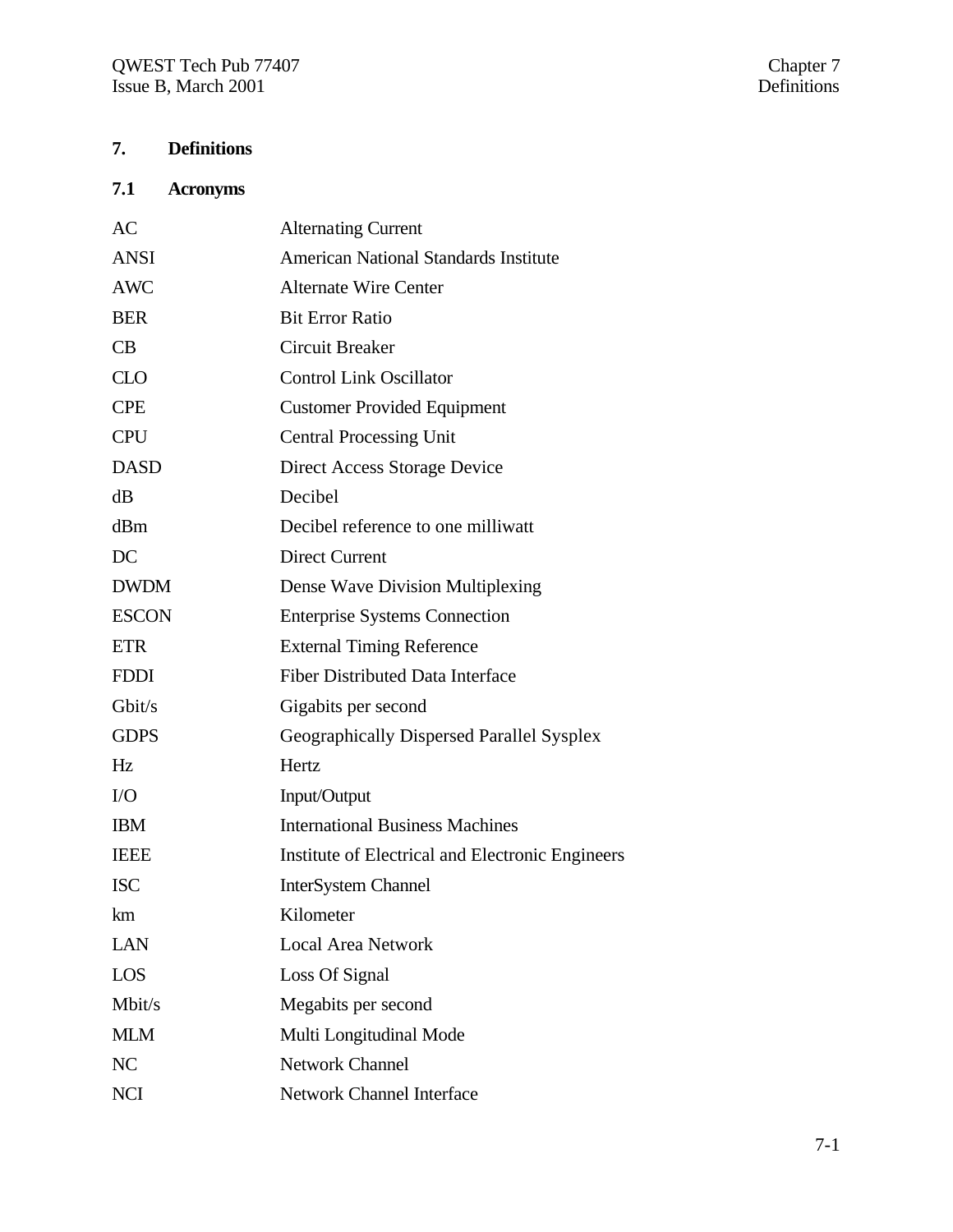# 7. Definitions

## 7.1 Acronyms

| | |
|---|---|
| AC | Alternating Current |
| ANSI | American National Standards Institute |
| AWC | Alternate Wire Center |
| BER | Bit Error Ratio |
| CB | Circuit Breaker |
| CLO | Control Link Oscillator |
| CPE | Customer Provided Equipment |
| CPU | Central Processing Unit |
| DASD | Direct Access Storage Device |
| dB | Decibel |
| dBm | Decibel reference to one milliwatt |
| DC | Direct Current |
| DWDM | Dense Wave Division Multiplexing |
| ESCON | Enterprise Systems Connection |
| ETR | External Timing Reference |
| FDDI | Fiber Distributed Data Interface |
| Gbit/s | Gigabits per second |
| GDPS | Geographically Dispersed Parallel Sysplex |
| Hz | Hertz |
| I/O | Input/Output |
| IBM | International Business Machines |
| IEEE | Institute of Electrical and Electronic Engineers |
| ISC | InterSystem Channel |
| km | Kilometer |
| LAN | Local Area Network |
| LOS | Loss Of Signal |
| Mbit/s | Megabits per second |
| MLM | Multi Longitudinal Mode |
| NC | Network Channel |
| NCI | Network Channel Interface |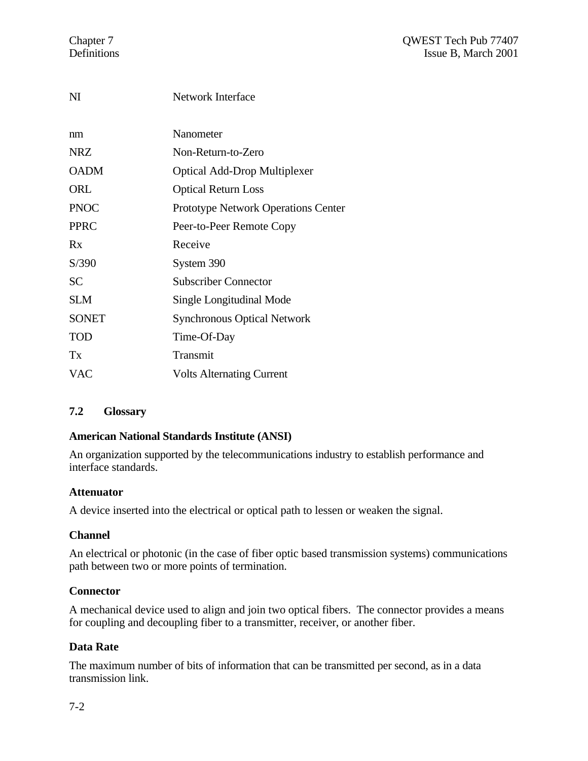| | |
|---|---|
| NI | Network Interface |
| nm | Nanometer |
| NRZ | Non-Return-to-Zero |
| OADM | Optical Add-Drop Multiplexer |
| ORL | Optical Return Loss |
| PNOC | Prototype Network Operations Center |
| PPRC | Peer-to-Peer Remote Copy |
| Rx | Receive |
| S/390 | System 390 |
| SC | Subscriber Connector |
| SLM | Single Longitudinal Mode |
| SONET | Synchronous Optical Network |
| TOD | Time-Of-Day |
| Tx | Transmit |
| VAC | Volts Alternating Current |

## 7.2 Glossary

**American National Standards Institute (ANSI)**

An organization supported by the telecommunications industry to establish performance and interface standards.

**Attenuator**

A device inserted into the electrical or optical path to lessen or weaken the signal.

**Channel**

An electrical or photonic (in the case of fiber optic based transmission systems) communications path between two or more points of termination.

**Connector**

A mechanical device used to align and join two optical fibers. The connector provides a means for coupling and decoupling fiber to a transmitter, receiver, or another fiber.

**Data Rate**

The maximum number of bits of information that can be transmitted per second, as in a data transmission link.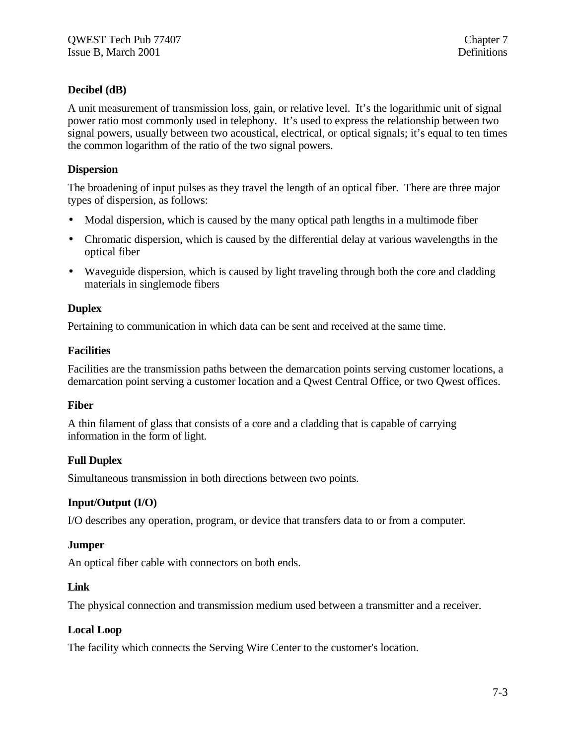### Decibel (dB)

A unit measurement of transmission loss, gain, or relative level. It's the logarithmic unit of signal power ratio most commonly used in telephony. It's used to express the relationship between two signal powers, usually between two acoustical, electrical, or optical signals; it's equal to ten times the common logarithm of the ratio of the two signal powers.

### Dispersion

The broadening of input pulses as they travel the length of an optical fiber. There are three major types of dispersion, as follows:

- Modal dispersion, which is caused by the many optical path lengths in a multimode fiber
- Chromatic dispersion, which is caused by the differential delay at various wavelengths in the optical fiber
- Waveguide dispersion, which is caused by light traveling through both the core and cladding materials in singlemode fibers

### Duplex

Pertaining to communication in which data can be sent and received at the same time.

### Facilities

Facilities are the transmission paths between the demarcation points serving customer locations, a demarcation point serving a customer location and a Qwest Central Office, or two Qwest offices.

### Fiber

A thin filament of glass that consists of a core and a cladding that is capable of carrying information in the form of light.

### Full Duplex

Simultaneous transmission in both directions between two points.

### Input/Output (I/O)

I/O describes any operation, program, or device that transfers data to or from a computer.

### Jumper

An optical fiber cable with connectors on both ends.

### Link

The physical connection and transmission medium used between a transmitter and a receiver.

### Local Loop

The facility which connects the Serving Wire Center to the customer's location.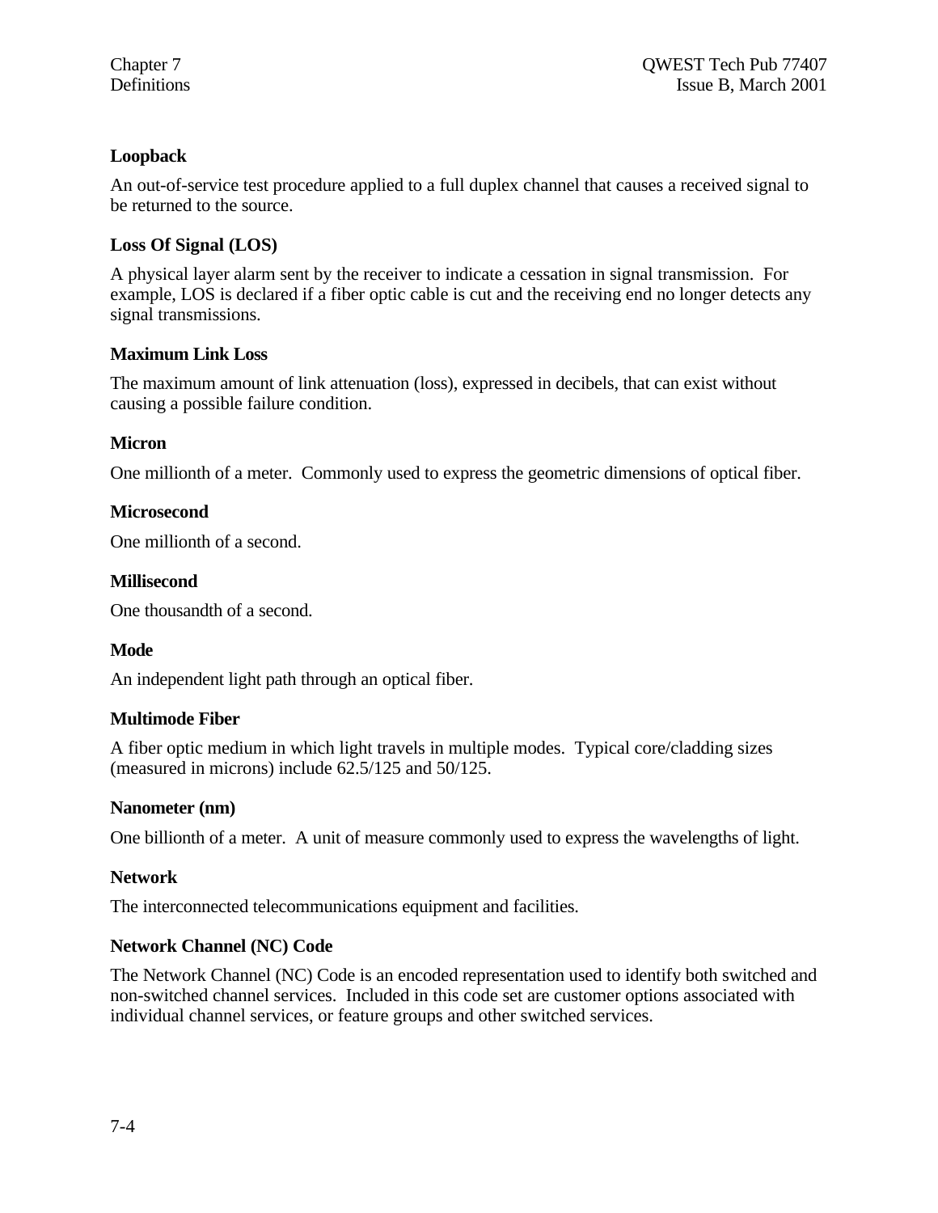**Loopback**

An out-of-service test procedure applied to a full duplex channel that causes a received signal to be returned to the source.

**Loss Of Signal (LOS)**

A physical layer alarm sent by the receiver to indicate a cessation in signal transmission. For example, LOS is declared if a fiber optic cable is cut and the receiving end no longer detects any signal transmissions.

**Maximum Link Loss**

The maximum amount of link attenuation (loss), expressed in decibels, that can exist without causing a possible failure condition.

**Micron**

One millionth of a meter. Commonly used to express the geometric dimensions of optical fiber.

**Microsecond**

One millionth of a second.

**Millisecond**

One thousandth of a second.

**Mode**

An independent light path through an optical fiber.

**Multimode Fiber**

A fiber optic medium in which light travels in multiple modes. Typical core/cladding sizes (measured in microns) include 62.5/125 and 50/125.

**Nanometer (nm)**

One billionth of a meter. A unit of measure commonly used to express the wavelengths of light.

**Network**

The interconnected telecommunications equipment and facilities.

**Network Channel (NC) Code**

The Network Channel (NC) Code is an encoded representation used to identify both switched and non-switched channel services. Included in this code set are customer options associated with individual channel services, or feature groups and other switched services.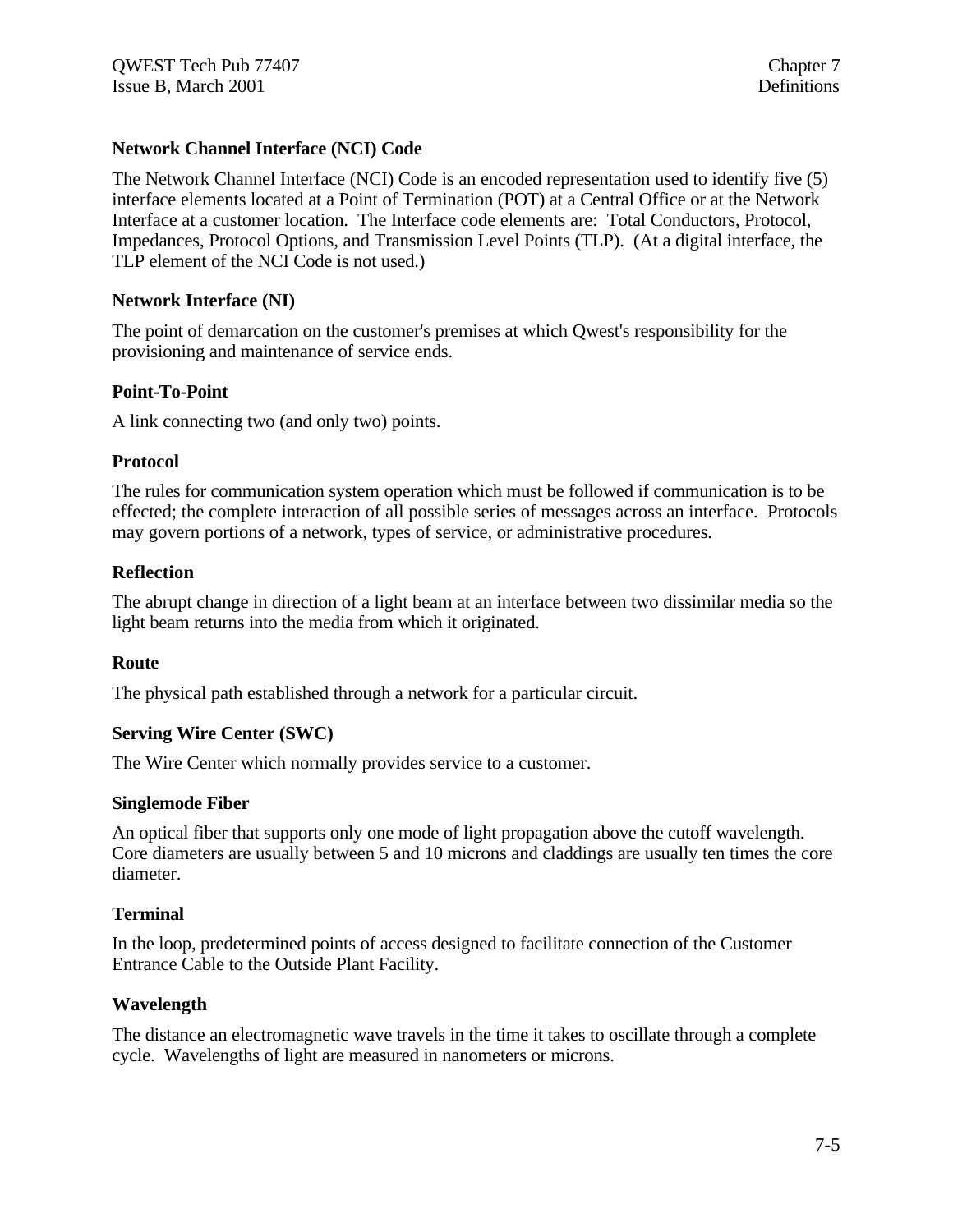### Network Channel Interface (NCI) Code

The Network Channel Interface (NCI) Code is an encoded representation used to identify five (5) interface elements located at a Point of Termination (POT) at a Central Office or at the Network Interface at a customer location. The Interface code elements are: Total Conductors, Protocol, Impedances, Protocol Options, and Transmission Level Points (TLP). (At a digital interface, the TLP element of the NCI Code is not used.)

### Network Interface (NI)

The point of demarcation on the customer's premises at which Qwest's responsibility for the provisioning and maintenance of service ends.

### Point-To-Point

A link connecting two (and only two) points.

### Protocol

The rules for communication system operation which must be followed if communication is to be effected; the complete interaction of all possible series of messages across an interface. Protocols may govern portions of a network, types of service, or administrative procedures.

### Reflection

The abrupt change in direction of a light beam at an interface between two dissimilar media so the light beam returns into the media from which it originated.

### Route

The physical path established through a network for a particular circuit.

### Serving Wire Center (SWC)

The Wire Center which normally provides service to a customer.

### Singlemode Fiber

An optical fiber that supports only one mode of light propagation above the cutoff wavelength. Core diameters are usually between 5 and 10 microns and claddings are usually ten times the core diameter.

### Terminal

In the loop, predetermined points of access designed to facilitate connection of the Customer Entrance Cable to the Outside Plant Facility.

### Wavelength

The distance an electromagnetic wave travels in the time it takes to oscillate through a complete cycle. Wavelengths of light are measured in nanometers or microns.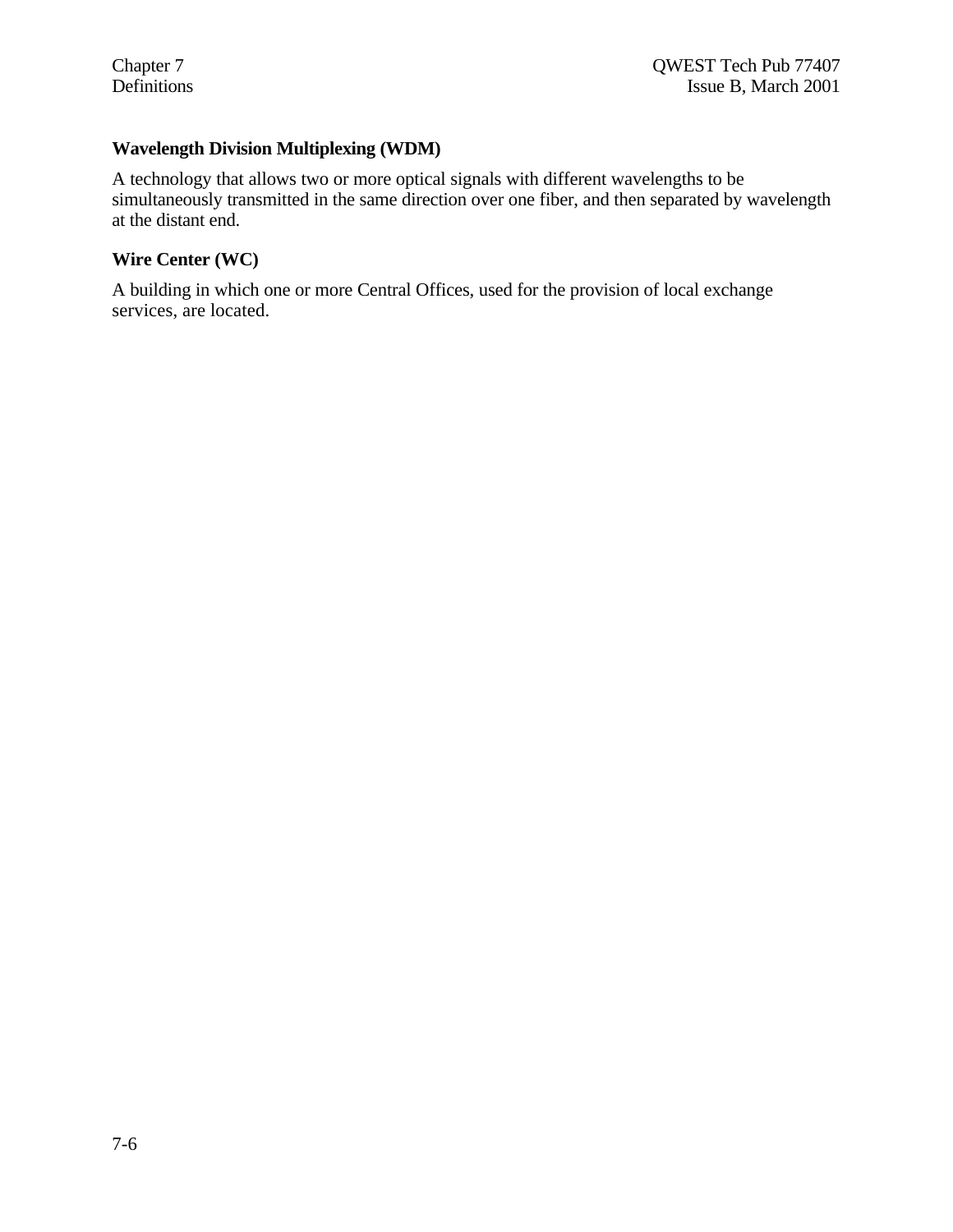**Wavelength Division Multiplexing (WDM)**

A technology that allows two or more optical signals with different wavelengths to be simultaneously transmitted in the same direction over one fiber, and then separated by wavelength at the distant end.

**Wire Center (WC)**

A building in which one or more Central Offices, used for the provision of local exchange services, are located.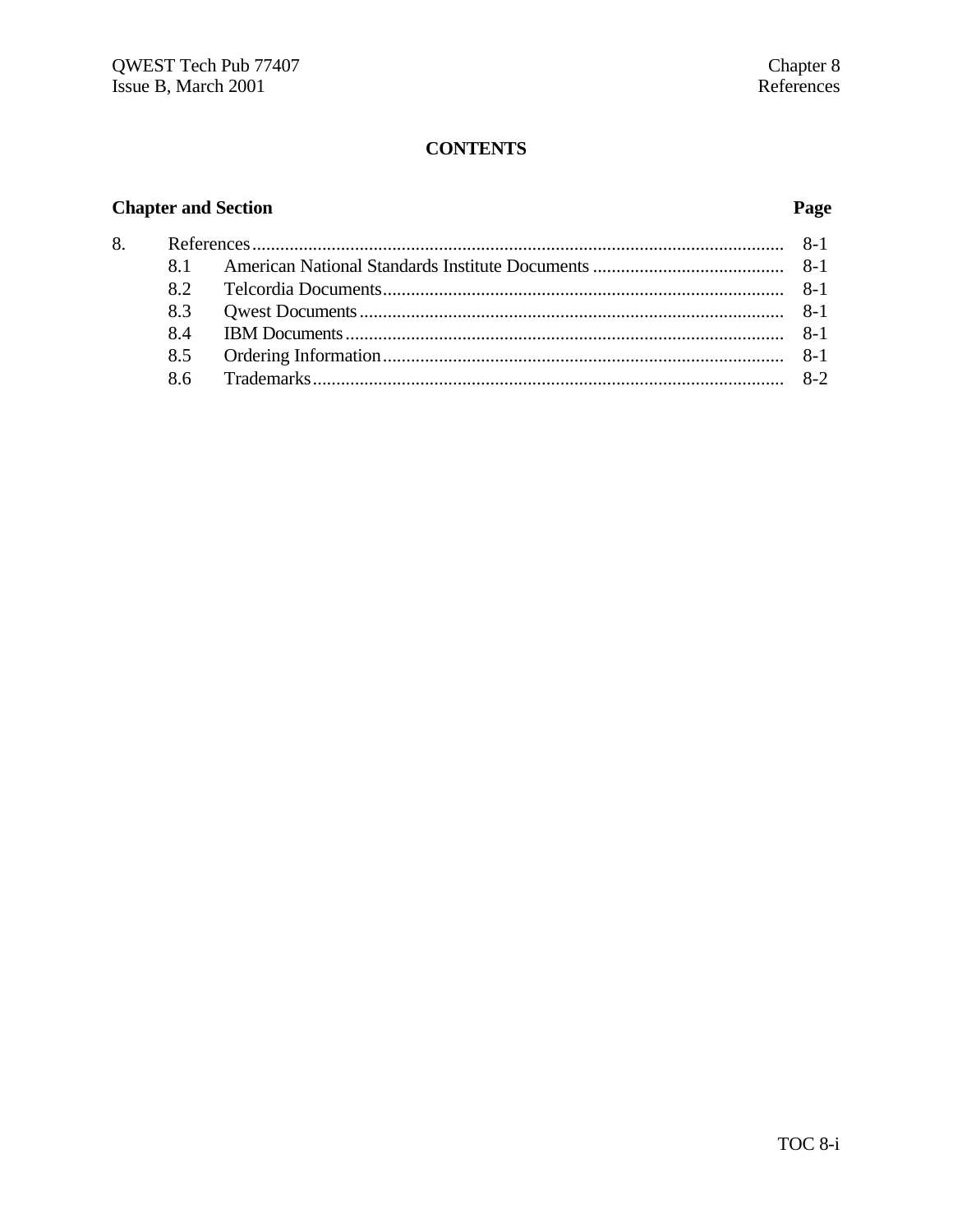# CONTENTS

| Chapter and Section | | Page |
|---|---|---|
| 8. | References | 8-1 |
| 8.1 | American National Standards Institute Documents | 8-1 |
| 8.2 | Telcordia Documents | 8-1 |
| 8.3 | Qwest Documents | 8-1 |
| 8.4 | IBM Documents | 8-1 |
| 8.5 | Ordering Information | 8-1 |
| 8.6 | Trademarks | 8-2 |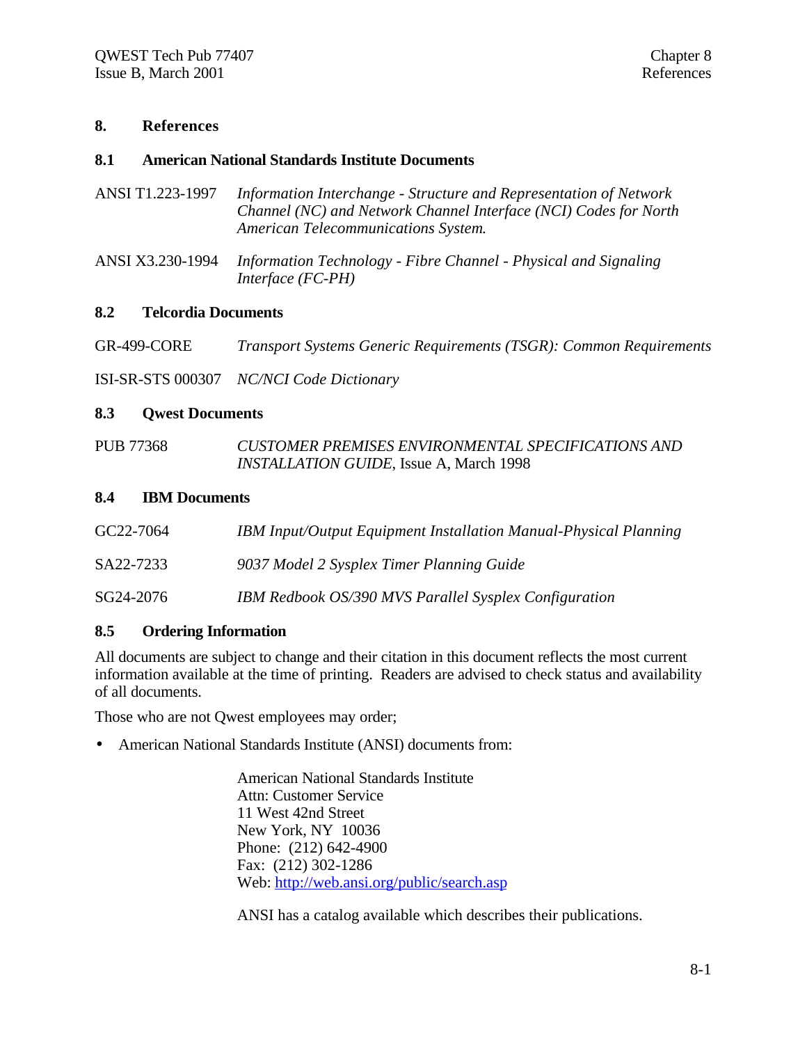# 8. References

## 8.1 American National Standards Institute Documents

ANSI T1.223-1997 — *Information Interchange - Structure and Representation of Network Channel (NC) and Network Channel Interface (NCI) Codes for North American Telecommunications System.*

ANSI X3.230-1994 — *Information Technology - Fibre Channel - Physical and Signaling Interface (FC-PH)*

## 8.2 Telcordia Documents

GR-499-CORE — *Transport Systems Generic Requirements (TSGR): Common Requirements*

ISI-SR-STS 000307 — *NC/NCI Code Dictionary*

## 8.3 Qwest Documents

PUB 77368 — *CUSTOMER PREMISES ENVIRONMENTAL SPECIFICATIONS AND INSTALLATION GUIDE*, Issue A, March 1998

## 8.4 IBM Documents

GC22-7064 — *IBM Input/Output Equipment Installation Manual-Physical Planning*

SA22-7233 — *9037 Model 2 Sysplex Timer Planning Guide*

SG24-2076 — *IBM Redbook OS/390 MVS Parallel Sysplex Configuration*

## 8.5 Ordering Information

All documents are subject to change and their citation in this document reflects the most current information available at the time of printing. Readers are advised to check status and availability of all documents.

Those who are not Qwest employees may order;

- American National Standards Institute (ANSI) documents from:

  American National Standards Institute
  Attn: Customer Service
  11 West 42nd Street
  New York, NY 10036
  Phone: (212) 642-4900
  Fax: (212) 302-1286
  Web: http://web.ansi.org/public/search.asp

  ANSI has a catalog available which describes their publications.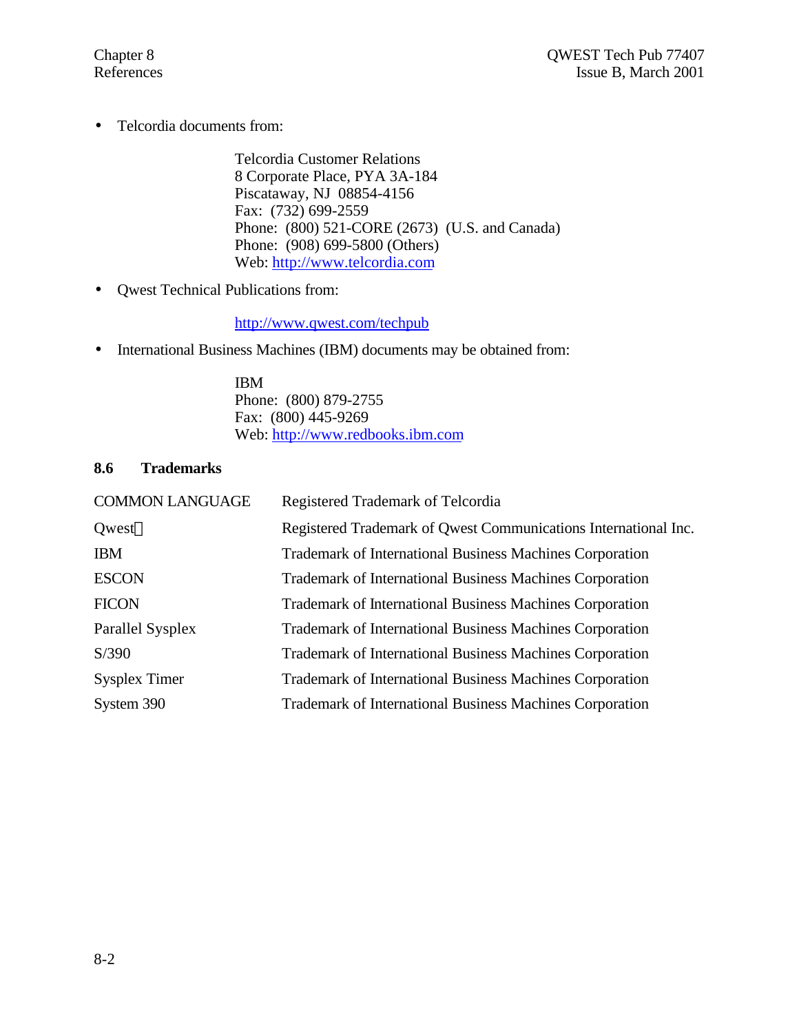- Telcordia documents from:

  Telcordia Customer Relations
  8 Corporate Place, PYA 3A-184
  Piscataway, NJ 08854-4156
  Fax: (732) 699-2559
  Phone: (800) 521-CORE (2673) (U.S. and Canada)
  Phone: (908) 699-5800 (Others)
  Web: http://www.telcordia.com

- Qwest Technical Publications from:

  http://www.qwest.com/techpub

- International Business Machines (IBM) documents may be obtained from:

  IBM
  Phone: (800) 879-2755
  Fax: (800) 445-9269
  Web: http://www.redbooks.ibm.com

## 8.6 Trademarks

| | |
|---|---|
| COMMON LANGUAGE | Registered Trademark of Telcordia |
| Qwest® | Registered Trademark of Qwest Communications International Inc. |
| IBM | Trademark of International Business Machines Corporation |
| ESCON | Trademark of International Business Machines Corporation |
| FICON | Trademark of International Business Machines Corporation |
| Parallel Sysplex | Trademark of International Business Machines Corporation |
| S/390 | Trademark of International Business Machines Corporation |
| Sysplex Timer | Trademark of International Business Machines Corporation |
| System 390 | Trademark of International Business Machines Corporation |